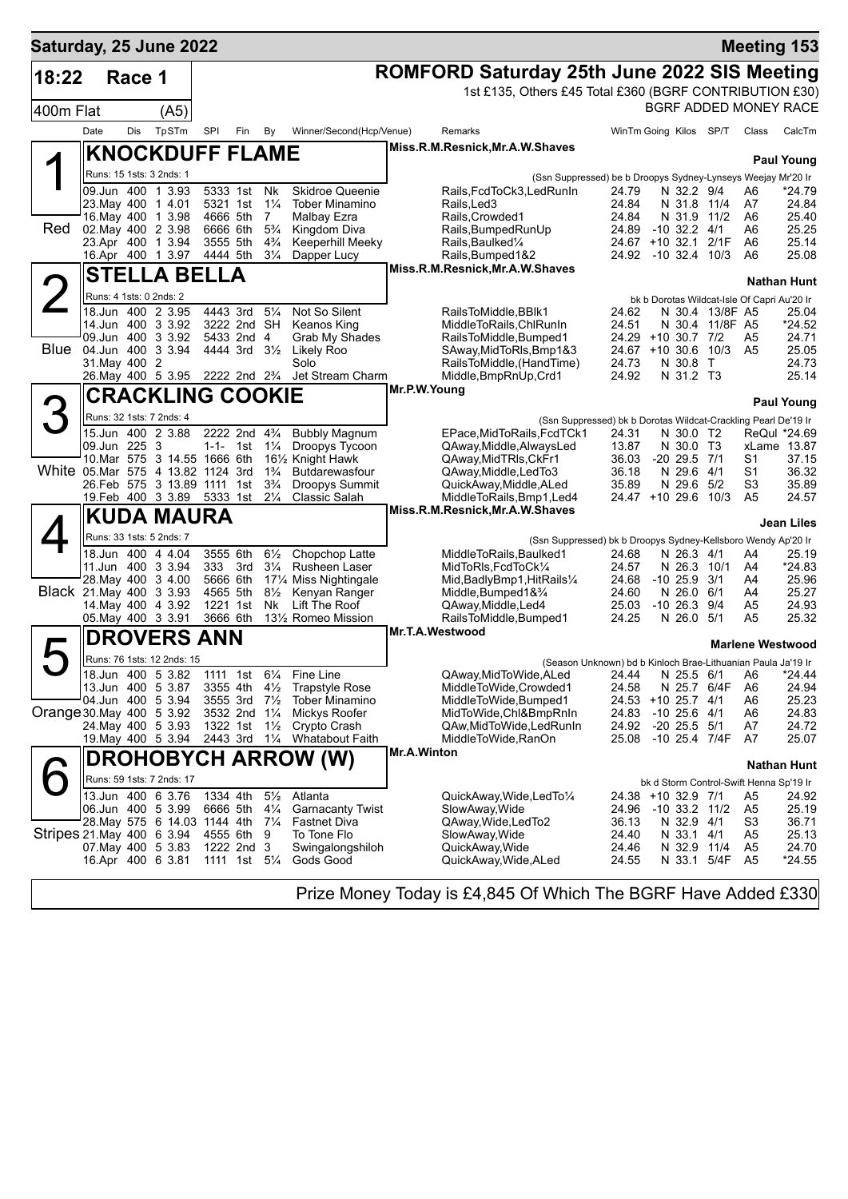## Saturday, 25 June 2022 — Meeting 153

**18:22 Race 1** — 400m Flat (A5)

# ROMFORD Saturday 25th June 2022 SIS Meeting

1st £135, Others £45 Total £360 (BGRF CONTRIBUTION £30)

BGRF ADDED MONEY RACE

| Date | Dis | TpSTm | SPI | Fin | By | Winner/Second(Hcp/Venue) | Remarks | WinTm | Going | Kilos | SP/T | Class | CalcTm |
|---|---|---|---|---|---|---|---|---|---|---|---|---|---|

### 1 (Red) KNOCKDUFF FLAME
Miss.R.M.Resnick,Mr.A.W.Shaves — **Paul Young**

Runs: 15 1sts: 3 2nds: 1 — (Ssn Suppressed) be b Droopys Sydney-Lynseys Weejay Mr'20 Ir

| Date | Dis | TpSTm | SPI | Fin | By | Winner/Second(Hcp/Venue) | Remarks | WinTm | Going | Kilos | SP/T | Class | CalcTm |
|---|---|---|---|---|---|---|---|---|---|---|---|---|---|
| 09.Jun | 400 | 1 3.93 | 5333 | 1st | Nk | Skidroe Queenie | Rails,FcdToCk3,LedRunIn | 24.79 | N | 32.2 | 9/4 | A6 | *24.79 |
| 23.May | 400 | 1 4.01 | 5321 | 1st | 1¼ | Tober Minamino | Rails,Led3 | 24.84 | N | 31.8 | 11/4 | A7 | 24.84 |
| 16.May | 400 | 1 3.98 | 4666 | 5th | 7 | Malbay Ezra | Rails,Crowded1 | 24.84 | N | 31.9 | 11/2 | A6 | 25.40 |
| 02.May | 400 | 2 3.98 | 6666 | 6th | 5¾ | Kingdom Diva | Rails,BumpedRunUp | 24.89 | -10 | 32.2 | 4/1 | A6 | 25.25 |
| 23.Apr | 400 | 1 3.94 | 3555 | 5th | 4¾ | Keeperhill Meeky | Rails,Baulked¼ | 24.67 | +10 | 32.1 | 2/1F | A6 | 25.14 |
| 16.Apr | 400 | 1 3.97 | 4444 | 5th | 3¼ | Dapper Lucy | Rails,Bumped1&2 | 24.92 | -10 | 32.4 | 10/3 | A6 | 25.08 |

### 2 (Blue) STELLA BELLA
Miss.R.M.Resnick,Mr.A.W.Shaves — **Nathan Hunt**

Runs: 4 1sts: 0 2nds: 2 — bk b Dorotas Wildcat-Isle Of Capri Au'20 Ir

| Date | Dis | TpSTm | SPI | Fin | By | Winner/Second(Hcp/Venue) | Remarks | WinTm | Going | Kilos | SP/T | Class | CalcTm |
|---|---|---|---|---|---|---|---|---|---|---|---|---|---|
| 18.Jun | 400 | 2 3.95 | 4443 | 3rd | 5¼ | Not So Silent | RailsToMiddle,BBlk1 | 24.62 | N | 30.4 | 13/8F | A5 | 25.04 |
| 14.Jun | 400 | 3 3.92 | 3222 | 2nd | SH | Keanos King | MiddleToRails,ChlRunIn | 24.51 | N | 30.4 | 11/8F | A5 | *24.52 |
| 09.Jun | 400 | 3 3.92 | 5433 | 2nd | 4 | Grab My Shades | RailsToMiddle,Bumped1 | 24.29 | +10 | 30.7 | 7/2 | A5 | 24.71 |
| 04.Jun | 400 | 3 3.94 | 4444 | 3rd | 3½ | Likely Roo | SAway,MidToRls,Bmp1&3 | 24.67 | +10 | 30.6 | 10/3 | A5 | 25.05 |
| 31.May | 400 | 2 | | | | Solo | RailsToMiddle,(HandTime) | 24.73 | N | 30.8 | T | | 24.73 |
| 26.May | 400 | 5 3.95 | 2222 | 2nd | 2¾ | Jet Stream Charm | Middle,BmpRnUp,Crd1 | 24.92 | N | 31.2 | T3 | | 25.14 |

### 3 (White) CRACKLING COOKIE
Mr.P.W.Young — **Paul Young**

Runs: 32 1sts: 7 2nds: 4 — (Ssn Suppressed) bk b Dorotas Wildcat-Crackling Pearl De'19 Ir

| Date | Dis | TpSTm | SPI | Fin | By | Winner/Second(Hcp/Venue) | Remarks | WinTm | Going | Kilos | SP/T | Class | CalcTm |
|---|---|---|---|---|---|---|---|---|---|---|---|---|---|
| 15.Jun | 400 | 2 3.88 | 2222 | 2nd | 4¾ | Bubbly Magnum | EPace,MidToRails,FcdTCk1 | 24.31 | N | 30.0 | T2 | ReQul | *24.69 |
| 09.Jun | 225 | 3 | 1-1- | 1st | 1¼ | Droopys Tycoon | QAway,Middle,AlwaysLed | 13.87 | N | 30.0 | T3 | xLame | 13.87 |
| 10.Mar | 575 | 3 14.55 | 1666 | 6th | 16½ | Knight Hawk | QAway,MidTRls,CkFr1 | 36.03 | -20 | 29.5 | 7/1 | S1 | 37.15 |
| 05.Mar | 575 | 4 13.82 | 1124 | 3rd | 1¾ | Butdarewasfour | QAway,Middle,LedTo3 | 36.18 | N | 29.6 | 4/1 | S1 | 36.32 |
| 26.Feb | 575 | 3 13.89 | 1111 | 1st | 3¾ | Droopys Summit | QuickAway,Middle,ALed | 35.89 | N | 29.6 | 5/2 | S3 | 35.89 |
| 19.Feb | 400 | 3 3.89 | 5333 | 1st | 2¼ | Classic Salah | MiddleToRails,Bmp1,Led4 | 24.47 | +10 | 29.6 | 10/3 | A5 | 24.57 |

### 4 (Black) KUDA MAURA
Miss.R.M.Resnick,Mr.A.W.Shaves — **Jean Liles**

Runs: 33 1sts: 5 2nds: 7 — (Ssn Suppressed) bk b Droopys Sydney-Kellsboro Wendy Ap'20 Ir

| Date | Dis | TpSTm | SPI | Fin | By | Winner/Second(Hcp/Venue) | Remarks | WinTm | Going | Kilos | SP/T | Class | CalcTm |
|---|---|---|---|---|---|---|---|---|---|---|---|---|---|
| 18.Jun | 400 | 4 4.04 | 3555 | 6th | 6½ | Chopchop Latte | MiddleToRails,Baulked1 | 24.68 | N | 26.3 | 4/1 | A4 | 25.19 |
| 11.Jun | 400 | 3 3.94 | 333 | 3rd | 3¼ | Rusheen Laser | MidToRls,FcdToCk¼ | 24.57 | N | 26.3 | 10/1 | A4 | *24.83 |
| 28.May | 400 | 3 4.00 | 5666 | 6th | 17¼ | Miss Nightingale | Mid,BadlyBmp1,HitRails¼ | 24.68 | -10 | 25.9 | 3/1 | A4 | 25.96 |
| 21.May | 400 | 3 3.93 | 4565 | 5th | 8½ | Kenyan Ranger | Middle,Bumped1&¾ | 24.60 | N | 26.0 | 6/1 | A4 | 25.27 |
| 14.May | 400 | 4 3.92 | 1221 | 1st | Nk | Lift The Roof | QAway,Middle,Led4 | 25.03 | -10 | 26.3 | 9/4 | A5 | 24.93 |
| 05.May | 400 | 3 3.91 | 3666 | 6th | 13½ | Romeo Mission | RailsToMiddle,Bumped1 | 24.25 | N | 26.0 | 5/1 | A5 | 25.32 |

### 5 (Orange) DROVERS ANN
Mr.T.A.Westwood — **Marlene Westwood**

Runs: 76 1sts: 12 2nds: 15 — (Season Unknown) bd b Kinloch Brae-Lithuanian Paula Ja'19 Ir

| Date | Dis | TpSTm | SPI | Fin | By | Winner/Second(Hcp/Venue) | Remarks | WinTm | Going | Kilos | SP/T | Class | CalcTm |
|---|---|---|---|---|---|---|---|---|---|---|---|---|---|
| 18.Jun | 400 | 5 3.82 | 1111 | 1st | 6¼ | Fine Line | QAway,MidToWide,ALed | 24.44 | N | 25.5 | 6/1 | A6 | *24.44 |
| 13.Jun | 400 | 5 3.87 | 3355 | 4th | 4½ | Trapstyle Rose | MiddleToWide,Crowded1 | 24.58 | N | 25.7 | 6/4F | A6 | 24.94 |
| 04.Jun | 400 | 5 3.94 | 3555 | 3rd | 7½ | Tober Minamino | MiddleToWide,Bumped1 | 24.53 | +10 | 25.7 | 4/1 | A6 | 25.23 |
| 30.May | 400 | 5 3.92 | 3532 | 2nd | 1¼ | Mickys Roofer | MidToWide,Chl&BmpRnIn | 24.83 | -10 | 25.6 | 4/1 | A6 | 24.83 |
| 24.May | 400 | 5 3.93 | 1322 | 1st | 1½ | Crypto Crash | QAw,MidToWide,LedRunIn | 24.92 | -20 | 25.5 | 5/1 | A7 | 24.72 |
| 19.May | 400 | 5 3.94 | 2443 | 3rd | 1¼ | Whatabout Faith | MiddleToWide,RanOn | 25.08 | -10 | 25.4 | 7/4F | A7 | 25.07 |

### 6 (Stripes) DROHOBYCH ARROW (W)
Mr.A.Winton — **Nathan Hunt**

Runs: 59 1sts: 7 2nds: 17 — bk d Storm Control-Swift Henna Sp'19 Ir

| Date | Dis | TpSTm | SPI | Fin | By | Winner/Second(Hcp/Venue) | Remarks | WinTm | Going | Kilos | SP/T | Class | CalcTm |
|---|---|---|---|---|---|---|---|---|---|---|---|---|---|
| 13.Jun | 400 | 6 3.76 | 1334 | 4th | 5½ | Atlanta | QuickAway,Wide,LedTo¼ | 24.38 | +10 | 32.9 | 7/1 | A5 | 24.92 |
| 06.Jun | 400 | 5 3.99 | 6666 | 5th | 4¼ | Garnacanty Twist | SlowAway,Wide | 24.96 | -10 | 33.2 | 11/2 | A5 | 25.19 |
| 28.May | 575 | 6 14.03 | 1144 | 4th | 7¼ | Fastnet Diva | QAway,Wide,LedTo2 | 36.13 | N | 32.9 | 4/1 | S3 | 36.71 |
| 21.May | 400 | 6 3.94 | 4555 | 6th | 9 | To Tone Flo | SlowAway,Wide | 24.40 | N | 33.1 | 4/1 | A5 | 25.13 |
| 07.May | 400 | 5 3.83 | 1222 | 2nd | 3 | Swingalongshiloh | QuickAway,Wide | 24.46 | N | 32.9 | 11/4 | A5 | 24.70 |
| 16.Apr | 400 | 6 3.81 | 1111 | 1st | 5¼ | Gods Good | QuickAway,Wide,ALed | 24.55 | N | 33.1 | 5/4F | A5 | *24.55 |

Prize Money Today is £4,845 Of Which The BGRF Have Added £330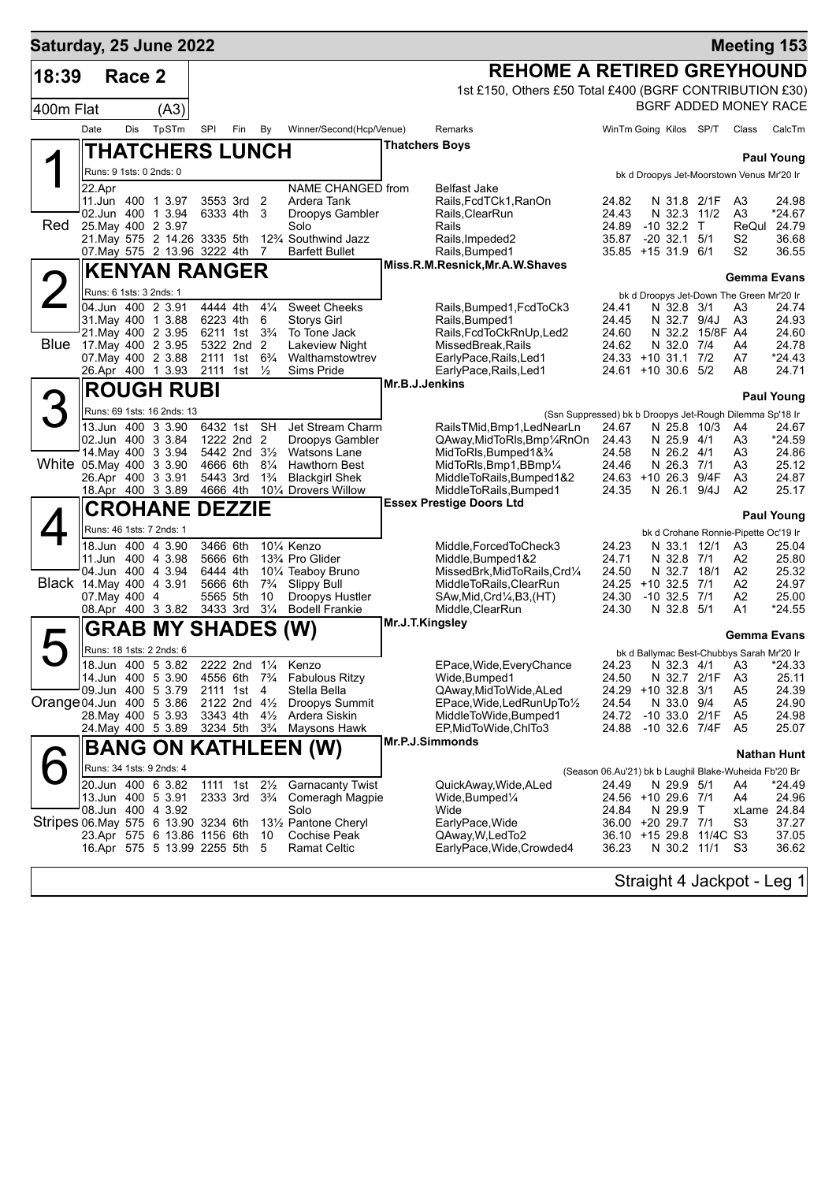## Saturday, 25 June 2022 — Meeting 153

**18:39 Race 2** — 400m Flat (A3)

# REHOME A RETIRED GREYHOUND

1st £150, Others £50 Total £400 (BGRF CONTRIBUTION £30)
BGRF ADDED MONEY RACE

| Date | Dis | TpSTm | SPI | Fin | By | Winner/Second(Hcp/Venue) | Remarks | WinTm | Going | Kilos | SP/T | Class | CalcTm |
|---|---|---|---|---|---|---|---|---|---|---|---|---|---|

### 1 (Red) THATCHERS LUNCH — Thatchers Boys — Paul Young
Runs: 9 1sts: 0 2nds: 0 — bk d Droopys Jet-Moorstown Venus Mr'20 Ir

| Date | Dis | TpSTm | SPI | Fin | By | Winner/Second(Hcp/Venue) | Remarks | WinTm | Going | Kilos | SP/T | Class | CalcTm |
|---|---|---|---|---|---|---|---|---|---|---|---|---|---|
| 22.Apr | | | | | | NAME CHANGED from | Belfast Jake | | | | | | |
| 11.Jun | 400 | 1 3.97 | 3553 | 3rd | 2 | Ardera Tank | Rails,FcdTCk1,RanOn | 24.82 | N | 31.8 | 2/1F | A3 | 24.98 |
| 02.Jun | 400 | 1 3.94 | 6333 | 4th | 3 | Droopys Gambler | Rails,ClearRun | 24.43 | N | 32.3 | 11/2 | A3 | *24.67 |
| 25.May | 400 | 2 3.97 | | | | Solo | Rails | 24.89 | -10 | 32.2 | T | ReQul | 24.79 |
| 21.May | 575 | 2 14.26 | 3335 | 5th | 12¾ | Southwind Jazz | Rails,Impeded2 | 35.87 | -20 | 32.1 | 5/1 | S2 | 36.68 |
| 07.May | 575 | 2 13.96 | 3222 | 4th | 7 | Barfett Bullet | Rails,Bumped1 | 35.85 | +15 | 31.9 | 6/1 | S2 | 36.55 |

### 2 (Blue) KENYAN RANGER — Miss.R.M.Resnick,Mr.A.W.Shaves — Gemma Evans
Runs: 6 1sts: 3 2nds: 1 — bk d Droopys Jet-Down The Green Mr'20 Ir

| Date | Dis | TpSTm | SPI | Fin | By | Winner/Second(Hcp/Venue) | Remarks | WinTm | Going | Kilos | SP/T | Class | CalcTm |
|---|---|---|---|---|---|---|---|---|---|---|---|---|---|
| 04.Jun | 400 | 2 3.91 | 4444 | 4th | 4¼ | Sweet Cheeks | Rails,Bumped1,FcdToCk3 | 24.41 | N | 32.8 | 3/1 | A3 | 24.74 |
| 31.May | 400 | 1 3.88 | 6223 | 4th | 6 | Storys Girl | Rails,Bumped1 | 24.45 | N | 32.7 | 9/4J | A3 | 24.93 |
| 21.May | 400 | 2 3.95 | 6211 | 1st | 3¾ | To Tone Jack | Rails,FcdToCkRnUp,Led2 | 24.60 | N | 32.2 | 15/8F | A4 | 24.60 |
| 17.May | 400 | 2 3.95 | 5322 | 2nd | 2 | Lakeview Night | MissedBreak,Rails | 24.62 | N | 32.0 | 7/4 | A4 | 24.78 |
| 07.May | 400 | 2 3.88 | 2111 | 1st | 6¾ | Walthamstowtrev | EarlyPace,Rails,Led1 | 24.33 | +10 | 31.1 | 7/2 | A7 | *24.43 |
| 26.Apr | 400 | 1 3.93 | 2111 | 1st | ½ | Sims Pride | EarlyPace,Rails,Led1 | 24.61 | +10 | 30.6 | 5/2 | A8 | 24.71 |

### 3 (White) ROUGH RUBI — Mr.B.J.Jenkins — Paul Young
Runs: 69 1sts: 16 2nds: 13 — (Ssn Suppressed) bk b Droopys Jet-Rough Dilemma Sp'18 Ir

| Date | Dis | TpSTm | SPI | Fin | By | Winner/Second(Hcp/Venue) | Remarks | WinTm | Going | Kilos | SP/T | Class | CalcTm |
|---|---|---|---|---|---|---|---|---|---|---|---|---|---|
| 13.Jun | 400 | 3 3.90 | 6432 | 1st | SH | Jet Stream Charm | RailsTMid,Bmp1,LedNearLn | 24.67 | N | 25.8 | 10/3 | A4 | 24.67 |
| 02.Jun | 400 | 3 3.84 | 1222 | 2nd | 2 | Droopys Gambler | QAway,MidToRls,Bmp¼RnOn | 24.43 | N | 25.9 | 4/1 | A3 | *24.59 |
| 14.May | 400 | 3 3.94 | 5442 | 2nd | 3½ | Watsons Lane | MidToRls,Bumped1&¾ | 24.58 | N | 26.2 | 4/1 | A3 | 24.86 |
| 05.May | 400 | 3 3.90 | 4666 | 6th | 8¼ | Hawthorn Best | MidToRls,Bmp1,BBmp¼ | 24.46 | N | 26.3 | 7/1 | A3 | 25.12 |
| 26.Apr | 400 | 3 3.91 | 5443 | 3rd | 1¾ | Blackgirl Shek | MiddleToRails,Bumped1&2 | 24.63 | +10 | 26.3 | 9/4F | A3 | 24.87 |
| 18.Apr | 400 | 3 3.89 | 4666 | 4th | 10¼ | Drovers Willow | MiddleToRails,Bumped1 | 24.35 | N | 26.1 | 9/4J | A2 | 25.17 |

### 4 (Black) CROHANE DEZZIE — Essex Prestige Doors Ltd — Paul Young
Runs: 46 1sts: 7 2nds: 1 — bk d Crohane Ronnie-Pipette Oc'19 Ir

| Date | Dis | TpSTm | SPI | Fin | By | Winner/Second(Hcp/Venue) | Remarks | WinTm | Going | Kilos | SP/T | Class | CalcTm |
|---|---|---|---|---|---|---|---|---|---|---|---|---|---|
| 18.Jun | 400 | 4 3.90 | 3466 | 6th | 10¼ | Kenzo | Middle,ForcedToCheck3 | 24.23 | N | 33.1 | 12/1 | A3 | 25.04 |
| 11.Jun | 400 | 4 3.98 | 5666 | 6th | 13¾ | Pro Glider | Middle,Bumped1&2 | 24.71 | N | 32.8 | 7/1 | A2 | 25.80 |
| 04.Jun | 400 | 4 3.94 | 6444 | 4th | 10¼ | Teaboy Bruno | MissedBrk,MidToRails,Crd¼ | 24.50 | N | 32.7 | 18/1 | A2 | 25.32 |
| 14.May | 400 | 4 3.91 | 5666 | 6th | 7¾ | Slippy Bull | MiddleToRails,ClearRun | 24.25 | +10 | 32.5 | 7/1 | A2 | 24.97 |
| 07.May | 400 | 4 | 5565 | 5th | 10 | Droopys Hustler | SAw,Mid,Crd¼,B3,(HT) | 24.30 | -10 | 32.5 | 7/1 | A2 | 25.00 |
| 08.Apr | 400 | 3 3.82 | 3433 | 3rd | 3¼ | Bodell Frankie | Middle,ClearRun | 24.30 | N | 32.8 | 5/1 | A1 | *24.55 |

### 5 (Orange) GRAB MY SHADES (W) — Mr.J.T.Kingsley — Gemma Evans
Runs: 18 1sts: 2 2nds: 6 — bk d Ballymac Best-Chubbys Sarah Mr'20 Ir

| Date | Dis | TpSTm | SPI | Fin | By | Winner/Second(Hcp/Venue) | Remarks | WinTm | Going | Kilos | SP/T | Class | CalcTm |
|---|---|---|---|---|---|---|---|---|---|---|---|---|---|
| 18.Jun | 400 | 5 3.82 | 2222 | 2nd | 1¼ | Kenzo | EPace,Wide,EveryChance | 24.23 | N | 32.3 | 4/1 | A3 | *24.33 |
| 14.Jun | 400 | 5 3.90 | 4556 | 6th | 7¾ | Fabulous Ritzy | Wide,Bumped1 | 24.50 | N | 32.7 | 2/1F | A3 | 25.11 |
| 09.Jun | 400 | 5 3.79 | 2111 | 1st | 4 | Stella Bella | QAway,MidToWide,ALed | 24.29 | +10 | 32.8 | 3/1 | A5 | 24.39 |
| 04.Jun | 400 | 5 3.86 | 2122 | 2nd | 4½ | Droopys Summit | EPace,Wide,LedRunUpTo½ | 24.54 | N | 33.0 | 9/4 | A5 | 24.90 |
| 28.May | 400 | 5 3.93 | 3343 | 4th | 4½ | Ardera Siskin | MiddleToWide,Bumped1 | 24.72 | -10 | 33.0 | 2/1F | A5 | 24.98 |
| 24.May | 400 | 5 3.89 | 3234 | 5th | 3¾ | Maysons Hawk | EP,MidToWide,ChlTo3 | 24.88 | -10 | 32.6 | 7/4F | A5 | 25.07 |

### 6 (Stripes) BANG ON KATHLEEN (W) — Mr.P.J.Simmonds — Nathan Hunt
Runs: 34 1sts: 9 2nds: 4 — (Season 06.Au'21) bk b Laughil Blake-Wuheida Fb'20 Br

| Date | Dis | TpSTm | SPI | Fin | By | Winner/Second(Hcp/Venue) | Remarks | WinTm | Going | Kilos | SP/T | Class | CalcTm |
|---|---|---|---|---|---|---|---|---|---|---|---|---|---|
| 20.Jun | 400 | 6 3.82 | 1111 | 1st | 2½ | Garnacanty Twist | QuickAway,Wide,ALed | 24.49 | N | 29.9 | 5/1 | A4 | *24.49 |
| 13.Jun | 400 | 5 3.91 | 2333 | 3rd | 3¾ | Comeragh Magpie | Wide,Bumped¼ | 24.56 | +10 | 29.6 | 7/1 | A4 | 24.96 |
| 08.Jun | 400 | 4 3.92 | | | | Solo | Wide | 24.84 | N | 29.9 | T | xLame | 24.84 |
| 06.May | 575 | 6 13.90 | 3234 | 6th | 13½ | Pantone Cheryl | EarlyPace,Wide | 36.00 | +20 | 29.7 | 7/1 | S3 | 37.27 |
| 23.Apr | 575 | 6 13.86 | 1156 | 6th | 10 | Cochise Peak | QAway,W,LedTo2 | 36.10 | +15 | 29.8 | 11/4C | S3 | 37.05 |
| 16.Apr | 575 | 5 13.99 | 2255 | 5th | 5 | Ramat Celtic | EarlyPace,Wide,Crowded4 | 36.23 | N | 30.2 | 11/1 | S3 | 36.62 |

Straight 4 Jackpot - Leg 1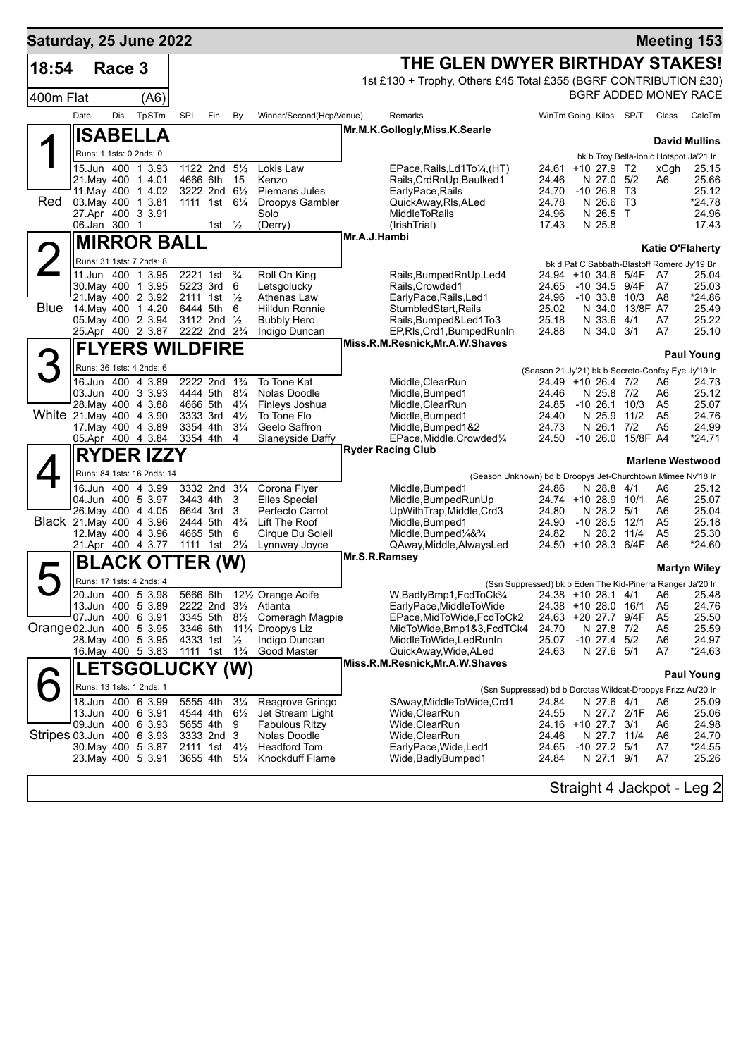# Saturday, 25 June 2022 — Meeting 153

**18:54 Race 3** — 400m Flat (A6)

## THE GLEN DWYER BIRTHDAY STAKES!

1st £130 + Trophy, Others £45 Total £355 (BGRF CONTRIBUTION £30)

BGRF ADDED MONEY RACE

### 1 ISABELLA (Red)

Mr.M.K.Gollogly,Miss.K.Searle — **David Mullins**

Runs: 1 1sts: 0 2nds: 0 — bk b Troy Bella-Ionic Hotspot Ja'21 Ir

| Date | Dis | TpSTm | SPI | Fin | By | Winner/Second(Hcp/Venue) | Remarks | WinTm | Going | Kilos | SP/T | Class | CalcTm |
|---|---|---|---|---|---|---|---|---|---|---|---|---|---|
| 15.Jun | 400 | 1 3.93 | 1122 | 2nd | 5½ | Lokis Law | EPace,Rails,Ld1To¼,(HT) | 24.61 | +10 | 27.9 | T2 | xCgh | 25.15 |
| 21.May | 400 | 1 4.01 | 4666 | 6th | 15 | Kenzo | Rails,CrdRnUp,Baulked1 | 24.46 | N | 27.0 | 5/2 | A6 | 25.66 |
| 11.May | 400 | 1 4.02 | 3222 | 2nd | 6½ | Piemans Jules | EarlyPace,Rails | 24.70 | -10 | 26.8 | T3 | | 25.12 |
| 03.May | 400 | 1 3.81 | 1111 | 1st | 6¼ | Droopys Gambler | QuickAway,Rls,ALed | 24.78 | N | 26.6 | T3 | | *24.78 |
| 27.Apr | 400 | 3 3.91 | | | | Solo | MiddleToRails | 24.96 | N | 26.5 | T | | 24.96 |
| 06.Jan | 300 | 1 | | 1st | ½ | (Derry) | (IrishTrial) | 17.43 | N | 25.8 | | | 17.43 |

### 2 MIRROR BALL (Blue)

Mr.A.J.Hambi — **Katie O'Flaherty**

Runs: 31 1sts: 7 2nds: 8 — bk d Pat C Sabbath-Blastoff Romero Jy'19 Br

| Date | Dis | TpSTm | SPI | Fin | By | Winner/Second(Hcp/Venue) | Remarks | WinTm | Going | Kilos | SP/T | Class | CalcTm |
|---|---|---|---|---|---|---|---|---|---|---|---|---|---|
| 11.Jun | 400 | 1 3.95 | 2221 | 1st | ¾ | Roll On King | Rails,BumpedRnUp,Led4 | 24.94 | +10 | 34.6 | 5/4F | A7 | 25.04 |
| 30.May | 400 | 1 3.95 | 5223 | 3rd | 6 | Letsgolucky | Rails,Crowded1 | 24.65 | -10 | 34.5 | 9/4F | A7 | 25.03 |
| 21.May | 400 | 2 3.92 | 2111 | 1st | ½ | Athenas Law | EarlyPace,Rails,Led1 | 24.96 | -10 | 33.8 | 10/3 | A8 | *24.86 |
| 14.May | 400 | 1 4.20 | 6444 | 5th | 6 | Hilldun Ronnie | StumbledStart,Rails | 25.02 | N | 34.0 | 13/8F | A7 | 25.49 |
| 05.May | 400 | 2 3.94 | 3112 | 2nd | ½ | Bubbly Hero | Rails,Bumped&Led1To3 | 25.18 | N | 33.6 | 4/1 | A7 | 25.22 |
| 25.Apr | 400 | 2 3.87 | 2222 | 2nd | 2¾ | Indigo Duncan | EP,Rls,Crd1,BumpedRunIn | 24.88 | N | 34.0 | 3/1 | A7 | 25.10 |

### 3 FLYERS WILDFIRE (White)

Miss.R.M.Resnick,Mr.A.W.Shaves — **Paul Young**

Runs: 36 1sts: 4 2nds: 6 — (Season 21.Jy'21) bk b Secreto-Confey Eye Jy'19 Ir

| Date | Dis | TpSTm | SPI | Fin | By | Winner/Second(Hcp/Venue) | Remarks | WinTm | Going | Kilos | SP/T | Class | CalcTm |
|---|---|---|---|---|---|---|---|---|---|---|---|---|---|
| 16.Jun | 400 | 4 3.89 | 2222 | 2nd | 1¾ | To Tone Kat | Middle,ClearRun | 24.49 | +10 | 26.4 | 7/2 | A6 | 24.73 |
| 03.Jun | 400 | 3 3.93 | 4444 | 5th | 8¼ | Nolas Doodle | Middle,Bumped1 | 24.46 | N | 25.8 | 7/2 | A6 | 25.12 |
| 28.May | 400 | 4 3.88 | 4666 | 5th | 4¼ | Finleys Joshua | Middle,ClearRun | 24.85 | -10 | 26.1 | 10/3 | A5 | 25.07 |
| 21.May | 400 | 4 3.90 | 3333 | 3rd | 4½ | To Tone Flo | Middle,Bumped1 | 24.40 | N | 25.9 | 11/2 | A5 | 24.76 |
| 17.May | 400 | 4 3.89 | 3354 | 4th | 3¼ | Geelo Saffron | Middle,Bumped1&2 | 24.73 | N | 26.1 | 7/2 | A5 | 24.99 |
| 05.Apr | 400 | 4 3.84 | 3354 | 4th | 4 | Slaneyside Daffy | EPace,Middle,Crowded¼ | 24.50 | -10 | 26.0 | 15/8F | A4 | *24.71 |

### 4 RYDER IZZY (Black)

Ryder Racing Club — **Marlene Westwood**

Runs: 84 1sts: 16 2nds: 14 — (Season Unknown) bd b Droopys Jet-Churchtown Mimee Nv'18 Ir

| Date | Dis | TpSTm | SPI | Fin | By | Winner/Second(Hcp/Venue) | Remarks | WinTm | Going | Kilos | SP/T | Class | CalcTm |
|---|---|---|---|---|---|---|---|---|---|---|---|---|---|
| 16.Jun | 400 | 4 3.99 | 3332 | 2nd | 3¼ | Corona Flyer | Middle,Bumped1 | 24.86 | N | 28.8 | 4/1 | A6 | 25.12 |
| 04.Jun | 400 | 5 3.97 | 3443 | 4th | 3 | Elles Special | Middle,BumpedRunUp | 24.74 | +10 | 28.9 | 10/1 | A6 | 25.07 |
| 26.May | 400 | 4 4.05 | 6644 | 3rd | 3 | Perfecto Carrot | UpWithTrap,Middle,Crd3 | 24.80 | N | 28.2 | 5/1 | A6 | 25.04 |
| 21.May | 400 | 4 3.96 | 2444 | 5th | 4¾ | Lift The Roof | Middle,Bumped1 | 24.90 | -10 | 28.5 | 12/1 | A5 | 25.18 |
| 12.May | 400 | 4 3.96 | 4665 | 5th | 6 | Cirque Du Soleil | Middle,Bumped¼&¾ | 24.82 | N | 28.2 | 11/4 | A5 | 25.30 |
| 21.Apr | 400 | 4 3.77 | 1111 | 1st | 2¼ | Lynnway Joyce | QAway,Middle,AlwaysLed | 24.50 | +10 | 28.3 | 6/4F | A6 | *24.60 |

### 5 BLACK OTTER (W) (Orange)

Mr.S.R.Ramsey — **Martyn Wiley**

Runs: 17 1sts: 4 2nds: 4 — (Ssn Suppressed) bk b Eden The Kid-Pinerra Ranger Ja'20 Ir

| Date | Dis | TpSTm | SPI | Fin | By | Winner/Second(Hcp/Venue) | Remarks | WinTm | Going | Kilos | SP/T | Class | CalcTm |
|---|---|---|---|---|---|---|---|---|---|---|---|---|---|
| 20.Jun | 400 | 5 3.98 | 5666 | 6th | 12½ | Orange Aoife | W,BadlyBmp1,FcdToCk¾ | 24.38 | +10 | 28.1 | 4/1 | A6 | 25.48 |
| 13.Jun | 400 | 5 3.89 | 2222 | 2nd | 3½ | Atlanta | EarlyPace,MiddleToWide | 24.38 | +10 | 28.0 | 16/1 | A5 | 24.76 |
| 07.Jun | 400 | 6 3.91 | 3345 | 5th | 8½ | Comeragh Magpie | EPace,MidToWide,FcdToCk2 | 24.63 | +20 | 27.7 | 9/4F | A5 | 25.50 |
| 02.Jun | 400 | 5 3.95 | 3346 | 6th | 11¼ | Droopys Liz | MidToWide,Bmp1&3,FcdTCk4 | 24.70 | N | 27.8 | 7/2 | A5 | 25.59 |
| 28.May | 400 | 5 3.95 | 4333 | 1st | ½ | Indigo Duncan | MiddleToWide,LedRunIn | 25.07 | -10 | 27.4 | 5/2 | A6 | 24.97 |
| 16.May | 400 | 5 3.83 | 1111 | 1st | 1¾ | Good Master | QuickAway,Wide,ALed | 24.63 | N | 27.6 | 5/1 | A7 | *24.63 |

### 6 LETSGOLUCKY (W) (Stripes)

Miss.R.M.Resnick,Mr.A.W.Shaves — **Paul Young**

Runs: 13 1sts: 1 2nds: 1 — (Ssn Suppressed) bd b Dorotas Wildcat-Droopys Frizz Au'20 Ir

| Date | Dis | TpSTm | SPI | Fin | By | Winner/Second(Hcp/Venue) | Remarks | WinTm | Going | Kilos | SP/T | Class | CalcTm |
|---|---|---|---|---|---|---|---|---|---|---|---|---|---|
| 18.Jun | 400 | 6 3.99 | 5555 | 4th | 3¼ | Reagrove Gringo | SAway,MiddleToWide,Crd1 | 24.84 | N | 27.6 | 4/1 | A6 | 25.09 |
| 13.Jun | 400 | 6 3.91 | 4544 | 4th | 6½ | Jet Stream Light | Wide,ClearRun | 24.55 | N | 27.7 | 2/1F | A6 | 25.06 |
| 09.Jun | 400 | 6 3.93 | 5655 | 4th | 9 | Fabulous Ritzy | Wide,ClearRun | 24.16 | +10 | 27.7 | 3/1 | A6 | 24.98 |
| 03.Jun | 400 | 6 3.93 | 3333 | 2nd | 3 | Nolas Doodle | Wide,ClearRun | 24.46 | N | 27.7 | 11/4 | A6 | 24.70 |
| 30.May | 400 | 5 3.87 | 2111 | 1st | 4½ | Headford Tom | EarlyPace,Wide,Led1 | 24.65 | -10 | 27.2 | 5/1 | A7 | *24.55 |
| 23.May | 400 | 5 3.91 | 3655 | 4th | 5¼ | Knockduff Flame | Wide,BadlyBumped1 | 24.84 | N | 27.1 | 9/1 | A7 | 25.26 |

Straight 4 Jackpot - Leg 2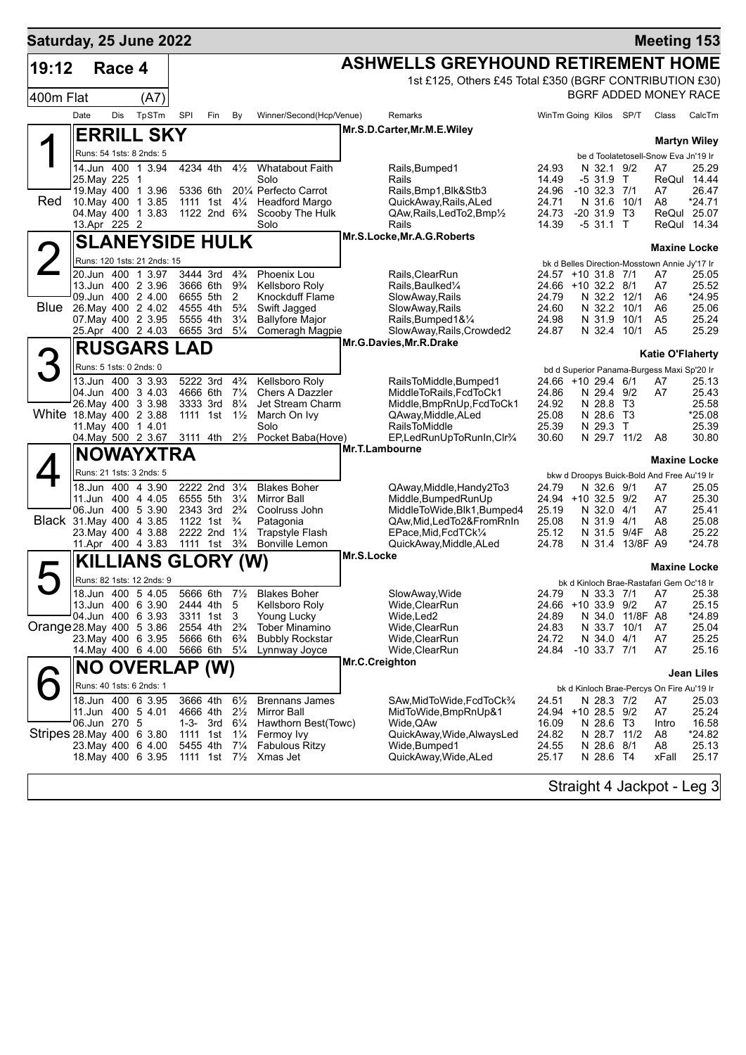# Saturday, 25 June 2022 — Meeting 153

## 19:12 Race 4 — 400m Flat (A7)

**ASHWELLS GREYHOUND RETIREMENT HOME**

1st £125, Others £45 Total £350 (BGRF CONTRIBUTION £30)

BGRF ADDED MONEY RACE

| Date | Dis | TpSTm | SPI | Fin | By | Winner/Second(Hcp/Venue) | Remarks | WinTm | Going | Kilos | SP/T | Class | CalcTm |
|---|---|---|---|---|---|---|---|---|---|---|---|---|---|

### 1 (Red) ERRILL SKY
Mr.S.D.Carter,Mr.M.E.Wiley — **Martyn Wiley**

Runs: 54 1sts: 8 2nds: 5 — be d Toolatetosell-Snow Eva Jn'19 Ir

| Date | Dis | TpSTm | SPI | Fin | By | Winner/Second(Hcp/Venue) | Remarks | WinTm | Going | Kilos | SP/T | Class | CalcTm |
|---|---|---|---|---|---|---|---|---|---|---|---|---|---|
| 14.Jun | 400 | 1 3.94 | 4234 | 4th | 4½ | Whatabout Faith | Rails,Bumped1 | 24.93 | N | 32.1 | 9/2 | A7 | 25.29 |
| 25.May | 225 | 1 | | | | Solo | Rails | 14.49 | -5 | 31.9 | T | ReQul | 14.44 |
| 19.May | 400 | 1 3.96 | 5336 | 6th | 20¼ | Perfecto Carrot | Rails,Bmp1,Blk&Stb3 | 24.96 | -10 | 32.3 | 7/1 | A7 | 26.47 |
| 10.May | 400 | 1 3.85 | 1111 | 1st | 4¼ | Headford Margo | QuickAway,Rails,ALed | 24.71 | N | 31.6 | 10/1 | A8 | *24.71 |
| 04.May | 400 | 1 3.83 | 1122 | 2nd | 6¾ | Scooby The Hulk | QAw,Rails,LedTo2,Bmp½ | 24.73 | -20 | 31.9 | T3 | ReQul | 25.07 |
| 13.Apr | 225 | 2 | | | | Solo | Rails | 14.39 | -5 | 31.1 | T | ReQul | 14.34 |

### 2 (Blue) SLANEYSIDE HULK
Mr.S.Locke,Mr.A.G.Roberts — **Maxine Locke**

Runs: 120 1sts: 21 2nds: 15 — bk d Belles Direction-Mosstown Annie Jy'17 Ir

| Date | Dis | TpSTm | SPI | Fin | By | Winner/Second(Hcp/Venue) | Remarks | WinTm | Going | Kilos | SP/T | Class | CalcTm |
|---|---|---|---|---|---|---|---|---|---|---|---|---|---|
| 20.Jun | 400 | 1 3.97 | 3444 | 3rd | 4¾ | Phoenix Lou | Rails,ClearRun | 24.57 | +10 | 31.8 | 7/1 | A7 | 25.05 |
| 13.Jun | 400 | 2 3.96 | 3666 | 6th | 9¾ | Kellsboro Roly | Rails,Baulked¼ | 24.66 | +10 | 32.2 | 8/1 | A7 | 25.52 |
| 09.Jun | 400 | 2 4.00 | 6655 | 5th | 2 | Knockduff Flame | SlowAway,Rails | 24.79 | N | 32.2 | 12/1 | A6 | *24.95 |
| 26.May | 400 | 2 4.02 | 4555 | 4th | 5¾ | Swift Jagged | SlowAway,Rails | 24.60 | N | 32.2 | 10/1 | A6 | 25.06 |
| 07.May | 400 | 2 3.95 | 5555 | 4th | 3¼ | Ballyfore Major | Rails,Bumped1&¼ | 24.98 | N | 31.9 | 10/1 | A5 | 25.24 |
| 25.Apr | 400 | 2 4.03 | 6655 | 3rd | 5¼ | Comeragh Magpie | SlowAway,Rails,Crowded2 | 24.87 | N | 32.4 | 10/1 | A5 | 25.29 |

### 3 (White) RUSGARS LAD
Mr.G.Davies,Mr.R.Drake — **Katie O'Flaherty**

Runs: 5 1sts: 0 2nds: 0 — bd d Superior Panama-Burgess Maxi Sp'20 Ir

| Date | Dis | TpSTm | SPI | Fin | By | Winner/Second(Hcp/Venue) | Remarks | WinTm | Going | Kilos | SP/T | Class | CalcTm |
|---|---|---|---|---|---|---|---|---|---|---|---|---|---|
| 13.Jun | 400 | 3 3.93 | 5222 | 3rd | 4¾ | Kellsboro Roly | RailsToMiddle,Bumped1 | 24.66 | +10 | 29.4 | 6/1 | A7 | 25.13 |
| 04.Jun | 400 | 3 4.03 | 4666 | 6th | 7¼ | Chers A Dazzler | MiddleToRails,FcdToCk1 | 24.86 | N | 29.4 | 9/2 | A7 | 25.43 |
| 26.May | 400 | 3 3.98 | 3333 | 3rd | 8¼ | Jet Stream Charm | Middle,BmpRnUp,FcdToCk1 | 24.92 | N | 28.8 | T3 | | 25.58 |
| 18.May | 400 | 2 3.88 | 1111 | 1st | 1½ | March On Ivy | QAway,Middle,ALed | 25.08 | N | 28.6 | T3 | | *25.08 |
| 11.May | 400 | 1 4.01 | | | | Solo | RailsToMiddle | 25.39 | N | 29.3 | T | | 25.39 |
| 04.May | 500 | 2 3.67 | 3111 | 4th | 2½ | Pocket Baba(Hove) | EP,LedRunUpToRunIn,Clr¾ | 30.60 | N | 29.7 | 11/2 | A8 | 30.80 |

### 4 (Black) NOWAYXTRA
Mr.T.Lambourne — **Maxine Locke**

Runs: 21 1sts: 3 2nds: 5 — bkw d Droopys Buick-Bold And Free Au'19 Ir

| Date | Dis | TpSTm | SPI | Fin | By | Winner/Second(Hcp/Venue) | Remarks | WinTm | Going | Kilos | SP/T | Class | CalcTm |
|---|---|---|---|---|---|---|---|---|---|---|---|---|---|
| 18.Jun | 400 | 4 3.90 | 2222 | 2nd | 3¼ | Blakes Boher | QAway,Middle,Handy2To3 | 24.79 | N | 32.6 | 9/1 | A7 | 25.05 |
| 11.Jun | 400 | 4 4.05 | 6555 | 5th | 3¼ | Mirror Ball | Middle,BumpedRunUp | 24.94 | +10 | 32.5 | 9/2 | A7 | 25.30 |
| 06.Jun | 400 | 5 3.90 | 2343 | 3rd | 2¾ | Coolruss John | MiddleToWide,Blk1,Bumped4 | 25.19 | N | 32.0 | 4/1 | A7 | 25.41 |
| 31.May | 400 | 4 3.85 | 1122 | 1st | ¾ | Patagonia | QAw,Mid,LedTo2&FromRnIn | 25.08 | N | 31.9 | 4/1 | A8 | 25.08 |
| 23.May | 400 | 4 3.88 | 2222 | 2nd | 1¼ | Trapstyle Flash | EPace,Mid,FcdTCk¼ | 25.12 | N | 31.5 | 9/4F | A8 | 25.22 |
| 11.Apr | 400 | 4 3.83 | 1111 | 1st | 3¾ | Bonville Lemon | QuickAway,Middle,ALed | 24.78 | N | 31.4 | 13/8F | A9 | *24.78 |

### 5 (Orange) KILLIANS GLORY (W)
Mr.S.Locke — **Maxine Locke**

Runs: 82 1sts: 12 2nds: 9 — bk d Kinloch Brae-Rastafari Gem Oc'18 Ir

| Date | Dis | TpSTm | SPI | Fin | By | Winner/Second(Hcp/Venue) | Remarks | WinTm | Going | Kilos | SP/T | Class | CalcTm |
|---|---|---|---|---|---|---|---|---|---|---|---|---|---|
| 18.Jun | 400 | 5 4.05 | 5666 | 6th | 7½ | Blakes Boher | SlowAway,Wide | 24.79 | N | 33.3 | 7/1 | A7 | 25.38 |
| 13.Jun | 400 | 6 3.90 | 2444 | 4th | 5 | Kellsboro Roly | Wide,ClearRun | 24.66 | +10 | 33.9 | 9/2 | A7 | 25.15 |
| 04.Jun | 400 | 6 3.93 | 3311 | 1st | 3 | Young Lucky | Wide,Led2 | 24.89 | N | 34.0 | 11/8F | A8 | *24.89 |
| 28.May | 400 | 5 3.86 | 2554 | 4th | 2¾ | Tober Minamino | Wide,ClearRun | 24.83 | N | 33.7 | 10/1 | A7 | 25.04 |
| 23.May | 400 | 6 3.95 | 5666 | 6th | 6¾ | Bubbly Rockstar | Wide,ClearRun | 24.72 | N | 34.0 | 4/1 | A7 | 25.25 |
| 14.May | 400 | 6 4.00 | 5666 | 6th | 5¼ | Lynnway Joyce | Wide,ClearRun | 24.84 | -10 | 33.7 | 7/1 | A7 | 25.16 |

### 6 (Stripes) NO OVERLAP (W)
Mr.C.Creighton — **Jean Liles**

Runs: 40 1sts: 6 2nds: 1 — bk d Kinloch Brae-Percys On Fire Au'19 Ir

| Date | Dis | TpSTm | SPI | Fin | By | Winner/Second(Hcp/Venue) | Remarks | WinTm | Going | Kilos | SP/T | Class | CalcTm |
|---|---|---|---|---|---|---|---|---|---|---|---|---|---|
| 18.Jun | 400 | 6 3.95 | 3666 | 4th | 6½ | Brennans James | SAw,MidToWide,FcdToCk¾ | 24.51 | N | 28.3 | 7/2 | A7 | 25.03 |
| 11.Jun | 400 | 5 4.01 | 4666 | 4th | 2½ | Mirror Ball | MidToWide,BmpRnUp&1 | 24.94 | +10 | 28.5 | 9/2 | A7 | 25.24 |
| 06.Jun | 270 | 5 | 1-3- | 3rd | 6¼ | Hawthorn Best(Towc) | Wide,QAw | 16.09 | N | 28.6 | T3 | Intro | 16.58 |
| 28.May | 400 | 6 3.80 | 1111 | 1st | 1¼ | Fermoy Ivy | QuickAway,Wide,AlwaysLed | 24.82 | N | 28.7 | 11/2 | A8 | *24.82 |
| 23.May | 400 | 6 4.00 | 5455 | 4th | 7¼ | Fabulous Ritzy | Wide,Bumped1 | 24.55 | N | 28.6 | 8/1 | A8 | 25.13 |
| 18.May | 400 | 6 3.95 | 1111 | 1st | 7½ | Xmas Jet | QuickAway,Wide,ALed | 25.17 | N | 28.6 | T4 | xFall | 25.17 |

Straight 4 Jackpot - Leg 3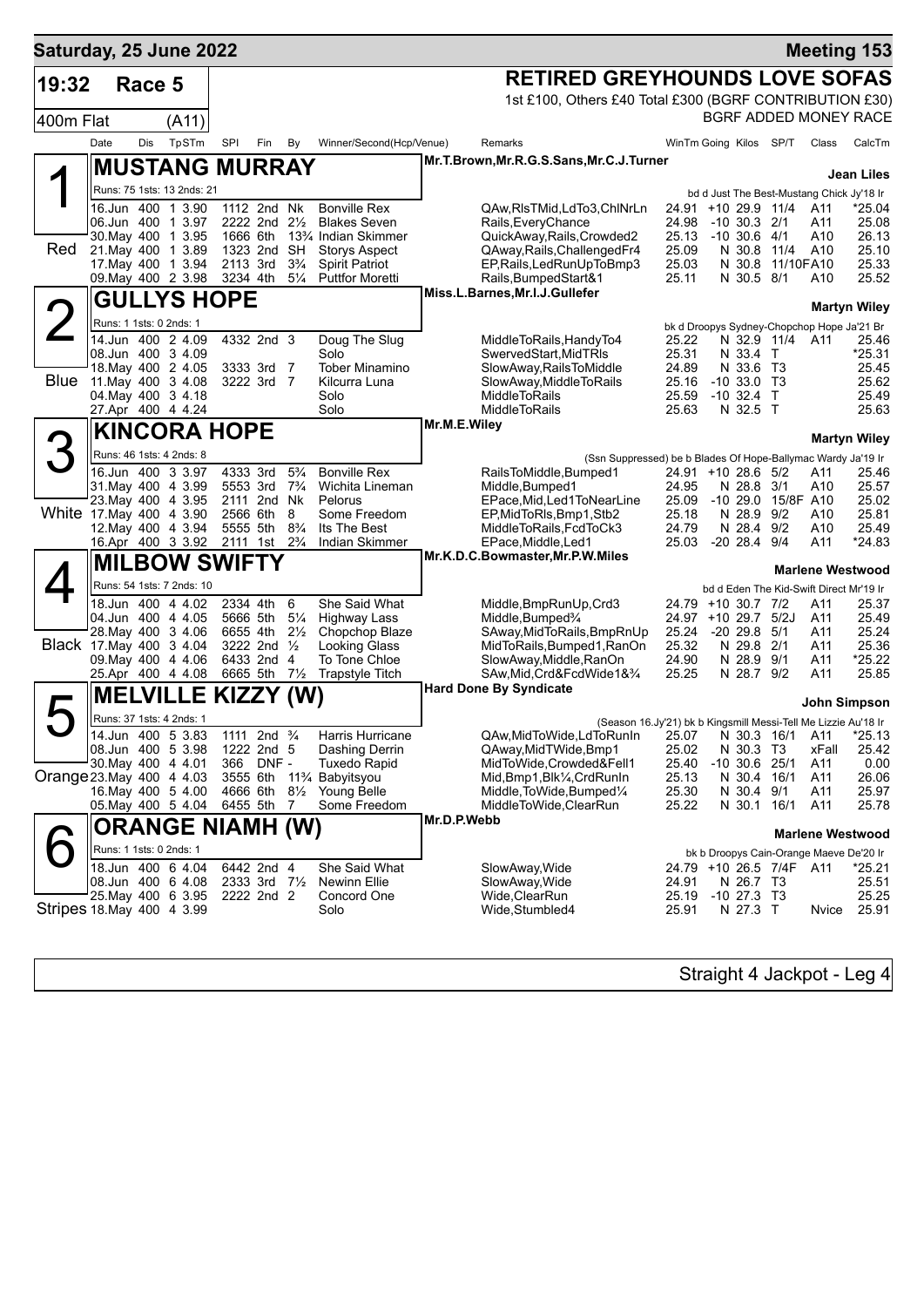# Saturday, 25 June 2022 — Meeting 153

**19:32 Race 5** — 400m Flat (A11)

## RETIRED GREYHOUNDS LOVE SOFAS

1st £100, Others £40 Total £300 (BGRF CONTRIBUTION £30)

BGRF ADDED MONEY RACE

### 1 Red — MUSTANG MURRAY

Mr.T.Brown,Mr.R.G.S.Sans,Mr.C.J.Turner — Trainer: Jean Liles

Runs: 75 1sts: 13 2nds: 21 — bd d Just The Best-Mustang Chick Jy'18 Ir

| Date | Dis | TpSTm | SPI | Fin | By | Winner/Second(Hcp/Venue) | Remarks | WinTm | Going | Kilos | SP/T | Class | CalcTm |
|---|---|---|---|---|---|---|---|---|---|---|---|---|---|
| 16.Jun | 400 | 1 3.90 | 1112 | 2nd | Nk | Bonville Rex | QAw,RlsTMid,LdTo3,ChlNrLn | 24.91 | +10 | 29.9 | 11/4 | A11 | *25.04 |
| 06.Jun | 400 | 1 3.97 | 2222 | 2nd | 2½ | Blakes Seven | Rails,EveryChance | 24.98 | -10 | 30.3 | 2/1 | A11 | 25.08 |
| 30.May | 400 | 1 3.95 | 1666 | 6th | 13¾ | Indian Skimmer | QuickAway,Rails,Crowded2 | 25.13 | -10 | 30.6 | 4/1 | A10 | 26.13 |
| 21.May | 400 | 1 3.89 | 1323 | 2nd | SH | Storys Aspect | QAway,Rails,ChallengedFr4 | 25.09 | N | 30.8 | 11/4 | A10 | 25.10 |
| 17.May | 400 | 1 3.94 | 2113 | 3rd | 3¾ | Spirit Patriot | EP,Rails,LedRunUpToBmp3 | 25.03 | N | 30.8 | 11/10F | A10 | 25.33 |
| 09.May | 400 | 2 3.98 | 3234 | 4th | 5¼ | Puttfor Moretti | Rails,BumpedStart&1 | 25.11 | N | 30.5 | 8/1 | A10 | 25.52 |

### 2 Blue — GULLYS HOPE

Miss.L.Barnes,Mr.I.J.Gullefer — Trainer: Martyn Wiley

Runs: 1 1sts: 0 2nds: 1 — bk d Droopys Sydney-Chopchop Hope Ja'21 Br

| Date | Dis | TpSTm | SPI | Fin | By | Winner/Second(Hcp/Venue) | Remarks | WinTm | Going | Kilos | SP/T | Class | CalcTm |
|---|---|---|---|---|---|---|---|---|---|---|---|---|---|
| 14.Jun | 400 | 2 4.09 | 4332 | 2nd | 3 | Doug The Slug | MiddleToRails,HandyTo4 | 25.22 | N | 32.9 | 11/4 | A11 | 25.46 |
| 08.Jun | 400 | 3 4.09 | | | | Solo | SwervedStart,MidTRls | 25.31 | N | 33.4 | T | | *25.31 |
| 18.May | 400 | 2 4.05 | 3333 | 3rd | 7 | Tober Minamino | SlowAway,RailsToMiddle | 24.89 | N | 33.6 | T3 | | 25.45 |
| 11.May | 400 | 3 4.08 | 3222 | 3rd | 7 | Kilcurra Luna | SlowAway,MiddleToRails | 25.16 | -10 | 33.0 | T3 | | 25.62 |
| 04.May | 400 | 3 4.18 | | | | Solo | MiddleToRails | 25.59 | -10 | 32.4 | T | | 25.49 |
| 27.Apr | 400 | 4 4.24 | | | | Solo | MiddleToRails | 25.63 | N | 32.5 | T | | 25.63 |

### 3 White — KINCORA HOPE

Mr.M.E.Wiley — Trainer: Martyn Wiley

Runs: 46 1sts: 4 2nds: 8 — (Ssn Suppressed) be b Blades Of Hope-Ballymac Wardy Ja'19 Ir

| Date | Dis | TpSTm | SPI | Fin | By | Winner/Second(Hcp/Venue) | Remarks | WinTm | Going | Kilos | SP/T | Class | CalcTm |
|---|---|---|---|---|---|---|---|---|---|---|---|---|---|
| 16.Jun | 400 | 3 3.97 | 4333 | 3rd | 5¾ | Bonville Rex | RailsToMiddle,Bumped1 | 24.91 | +10 | 28.6 | 5/2 | A11 | 25.46 |
| 31.May | 400 | 4 3.99 | 5553 | 3rd | 7¾ | Wichita Lineman | Middle,Bumped1 | 24.95 | N | 28.8 | 3/1 | A10 | 25.57 |
| 23.May | 400 | 4 3.95 | 2111 | 2nd | Nk | Pelorus | EPace,Mid,Led1ToNearLine | 25.09 | -10 | 29.0 | 15/8F | A10 | 25.02 |
| 17.May | 400 | 4 3.90 | 2566 | 6th | 8 | Some Freedom | EP,MidToRls,Bmp1,Stb2 | 25.18 | N | 28.9 | 9/2 | A10 | 25.81 |
| 12.May | 400 | 4 3.94 | 5555 | 5th | 8¾ | Its The Best | MiddleToRails,FcdToCk3 | 24.79 | N | 28.4 | 9/2 | A10 | 25.49 |
| 16.Apr | 400 | 3 3.92 | 2111 | 1st | 2¾ | Indian Skimmer | EPace,Middle,Led1 | 25.03 | -20 | 28.4 | 9/4 | A11 | *24.83 |

### 4 Black — MILBOW SWIFTY

Mr.K.D.C.Bowmaster,Mr.P.W.Miles — Trainer: Marlene Westwood

Runs: 54 1sts: 7 2nds: 10 — bd d Eden The Kid-Swift Direct Mr'19 Ir

| Date | Dis | TpSTm | SPI | Fin | By | Winner/Second(Hcp/Venue) | Remarks | WinTm | Going | Kilos | SP/T | Class | CalcTm |
|---|---|---|---|---|---|---|---|---|---|---|---|---|---|
| 18.Jun | 400 | 4 4.02 | 2334 | 4th | 6 | She Said What | Middle,BmpRunUp,Crd3 | 24.79 | +10 | 30.7 | 7/2 | A11 | 25.37 |
| 04.Jun | 400 | 4 4.05 | 5666 | 5th | 5¼ | Highway Lass | Middle,Bumped¾ | 24.97 | +10 | 29.7 | 5/2J | A11 | 25.49 |
| 28.May | 400 | 3 4.06 | 6655 | 4th | 2½ | Chopchop Blaze | SAway,MidToRails,BmpRnUp | 25.24 | -20 | 29.8 | 5/1 | A11 | 25.24 |
| 17.May | 400 | 3 4.04 | 3222 | 2nd | ½ | Looking Glass | MidToRails,Bumped1,RanOn | 25.32 | N | 29.8 | 2/1 | A11 | 25.36 |
| 09.May | 400 | 4 4.06 | 6433 | 2nd | 4 | To Tone Chloe | SlowAway,Middle,RanOn | 24.90 | N | 28.9 | 9/1 | A11 | *25.22 |
| 25.Apr | 400 | 4 4.08 | 6665 | 5th | 7½ | Trapstyle Titch | SAw,Mid,Crd&FcdWide1&¾ | 25.25 | N | 28.7 | 9/2 | A11 | 25.85 |

### 5 Orange — MELVILLE KIZZY (W)

Hard Done By Syndicate — Trainer: John Simpson

Runs: 37 1sts: 4 2nds: 1 — (Season 16.Jy'21) bk b Kingsmill Messi-Tell Me Lizzie Au'18 Ir

| Date | Dis | TpSTm | SPI | Fin | By | Winner/Second(Hcp/Venue) | Remarks | WinTm | Going | Kilos | SP/T | Class | CalcTm |
|---|---|---|---|---|---|---|---|---|---|---|---|---|---|
| 14.Jun | 400 | 5 3.83 | 1111 | 2nd | ¾ | Harris Hurricane | QAw,MidToWide,LdToRunIn | 25.07 | N | 30.3 | 16/1 | A11 | *25.13 |
| 08.Jun | 400 | 5 3.98 | 1222 | 2nd | 5 | Dashing Derrin | QAway,MidTWide,Bmp1 | 25.02 | N | 30.3 | T3 | xFall | 25.42 |
| 30.May | 400 | 4 4.01 | 366 | DNF | - | Tuxedo Rapid | MidToWide,Crowded&Fell1 | 25.40 | -10 | 30.6 | 25/1 | A11 | 0.00 |
| 23.May | 400 | 4 4.03 | 3555 | 6th | 11¾ | Babyitsyou | Mid,Bmp1,Blk¼,CrdRunIn | 25.13 | N | 30.4 | 16/1 | A11 | 26.06 |
| 16.May | 400 | 5 4.00 | 4666 | 6th | 8½ | Young Belle | Middle,ToWide,Bumped¼ | 25.30 | N | 30.4 | 9/1 | A11 | 25.97 |
| 05.May | 400 | 5 4.04 | 6455 | 5th | 7 | Some Freedom | MiddleToWide,ClearRun | 25.22 | N | 30.1 | 16/1 | A11 | 25.78 |

### 6 Stripes — ORANGE NIAMH (W)

Mr.D.P.Webb — Trainer: Marlene Westwood

Runs: 1 1sts: 0 2nds: 1 — bk b Droopys Cain-Orange Maeve De'20 Ir

| Date | Dis | TpSTm | SPI | Fin | By | Winner/Second(Hcp/Venue) | Remarks | WinTm | Going | Kilos | SP/T | Class | CalcTm |
|---|---|---|---|---|---|---|---|---|---|---|---|---|---|
| 18.Jun | 400 | 6 4.04 | 6442 | 2nd | 4 | She Said What | SlowAway,Wide | 24.79 | +10 | 26.5 | 7/4F | A11 | *25.21 |
| 08.Jun | 400 | 6 4.08 | 2333 | 3rd | 7½ | Newinn Ellie | SlowAway,Wide | 24.91 | N | 26.7 | T3 | | 25.51 |
| 25.May | 400 | 6 3.95 | 2222 | 2nd | 2 | Concord One | Wide,ClearRun | 25.19 | -10 | 27.3 | T3 | | 25.25 |
| 18.May | 400 | 4 3.99 | | | | Solo | Wide,Stumbled4 | 25.91 | N | 27.3 | T | Nvice | 25.91 |

Straight 4 Jackpot - Leg 4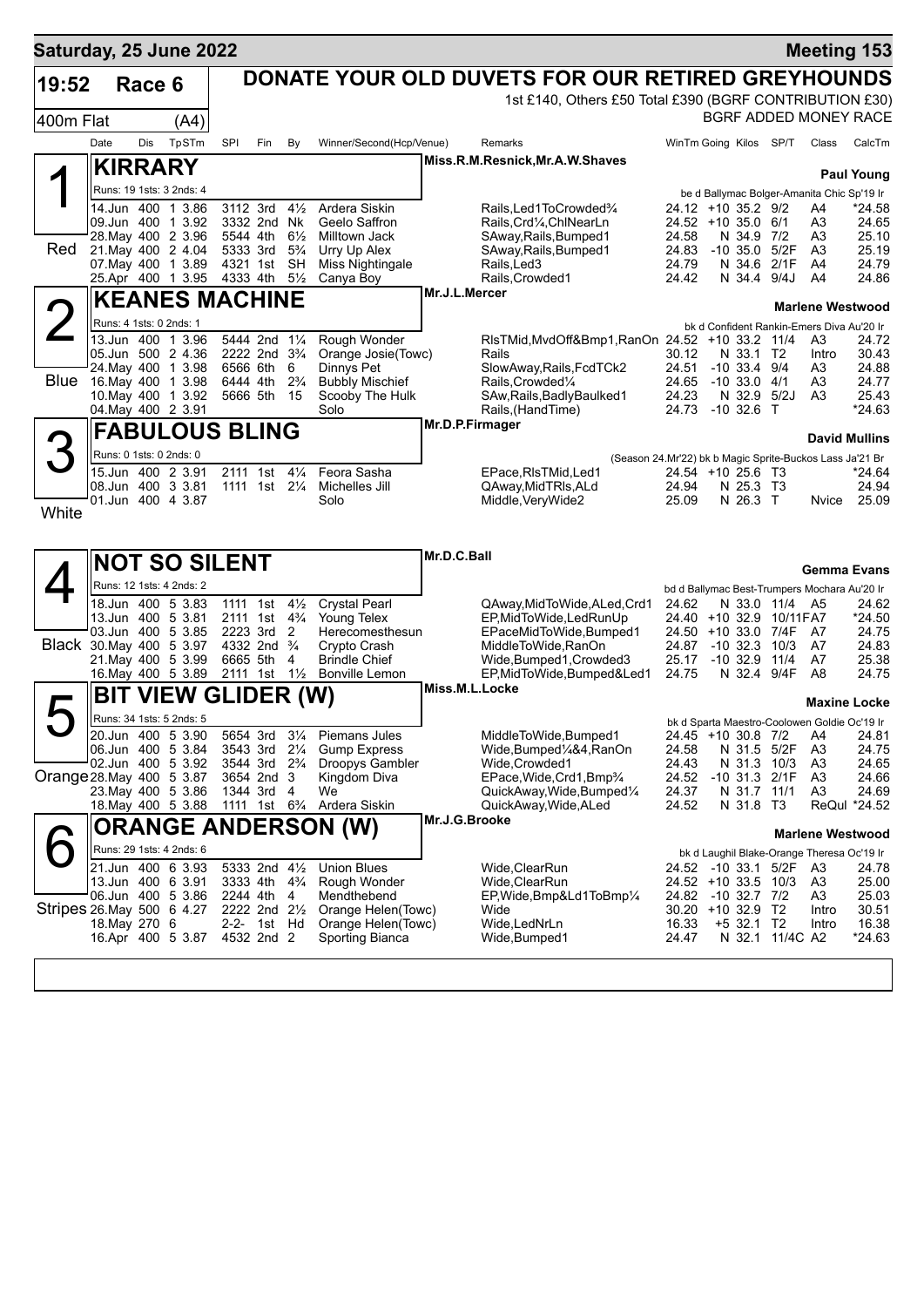# Saturday, 25 June 2022 — Meeting 153

## 19:52 Race 6 — DONATE YOUR OLD DUVETS FOR OUR RETIRED GREYHOUNDS

1st £140, Others £50 Total £390 (BGRF CONTRIBUTION £30)

400m Flat (A4) — BGRF ADDED MONEY RACE

### 1 (Red) KIRRARY — Miss.R.M.Resnick,Mr.A.W.Shaves — Paul Young

Runs: 19 1sts: 3 2nds: 4 — be d Ballymac Bolger-Amanita Chic Sp'19 Ir

| Date | Dis | TpSTm | SPI | Fin | By | Winner/Second(Hcp/Venue) | Remarks | WinTm | Going | Kilos | SP/T | Class | CalcTm |
|---|---|---|---|---|---|---|---|---|---|---|---|---|---|
| 14.Jun | 400 | 1 3.86 | 3112 | 3rd | 4½ | Ardera Siskin | Rails,Led1ToCrowded¾ | 24.12 | +10 | 35.2 | 9/2 | A4 | *24.58 |
| 09.Jun | 400 | 1 3.92 | 3332 | 2nd | Nk | Geelo Saffron | Rails,Crd¼,ChlNearLn | 24.52 | +10 | 35.0 | 6/1 | A3 | 24.65 |
| 28.May | 400 | 2 3.96 | 5544 | 4th | 6½ | Milltown Jack | SAway,Rails,Bumped1 | 24.58 | N | 34.9 | 7/2 | A3 | 25.10 |
| 21.May | 400 | 2 4.04 | 5333 | 3rd | 5¾ | Urry Up Alex | SAway,Rails,Bumped1 | 24.83 | -10 | 35.0 | 5/2F | A3 | 25.19 |
| 07.May | 400 | 1 3.89 | 4321 | 1st | SH | Miss Nightingale | Rails,Led3 | 24.79 | N | 34.6 | 2/1F | A4 | 24.79 |
| 25.Apr | 400 | 1 3.95 | 4333 | 4th | 5½ | Canya Boy | Rails,Crowded1 | 24.42 | N | 34.4 | 9/4J | A4 | 24.86 |

### 2 (Blue) KEANES MACHINE — Mr.J.L.Mercer — Marlene Westwood

Runs: 4 1sts: 0 2nds: 1 — bk d Confident Rankin-Emers Diva Au'20 Ir

| Date | Dis | TpSTm | SPI | Fin | By | Winner/Second(Hcp/Venue) | Remarks | WinTm | Going | Kilos | SP/T | Class | CalcTm |
|---|---|---|---|---|---|---|---|---|---|---|---|---|---|
| 13.Jun | 400 | 1 3.96 | 5444 | 2nd | 1¼ | Rough Wonder | RlsTMid,MvdOff&Bmp1,RanOn | 24.52 | +10 | 33.2 | 11/4 | A3 | 24.72 |
| 05.Jun | 500 | 2 4.36 | 2222 | 2nd | 3¾ | Orange Josie(Towc) | Rails | 30.12 | N | 33.1 | T2 | Intro | 30.43 |
| 24.May | 400 | 1 3.98 | 6566 | 6th | 6 | Dinnys Pet | SlowAway,Rails,FcdTCk2 | 24.51 | -10 | 33.4 | 9/4 | A3 | 24.88 |
| 16.May | 400 | 1 3.98 | 6444 | 4th | 2¾ | Bubbly Mischief | Rails,Crowded¼ | 24.65 | -10 | 33.0 | 4/1 | A3 | 24.77 |
| 10.May | 400 | 1 3.92 | 5666 | 5th | 15 | Scooby The Hulk | SAw,Rails,BadlyBaulked1 | 24.23 | N | 32.9 | 5/2J | A3 | 25.43 |
| 04.May | 400 | 2 3.91 | | | | Solo | Rails,(HandTime) | 24.73 | -10 | 32.6 | T | | *24.63 |

### 3 (White) FABULOUS BLING — Mr.D.P.Firmager — David Mullins

Runs: 0 1sts: 0 2nds: 0 — (Season 24.Mr'22) bk b Magic Sprite-Buckos Lass Ja'21 Br

| Date | Dis | TpSTm | SPI | Fin | By | Winner/Second(Hcp/Venue) | Remarks | WinTm | Going | Kilos | SP/T | Class | CalcTm |
|---|---|---|---|---|---|---|---|---|---|---|---|---|---|
| 15.Jun | 400 | 2 3.91 | 2111 | 1st | 4¼ | Feora Sasha | EPace,RlsTMid,Led1 | 24.54 | +10 | 25.6 | T3 | | *24.64 |
| 08.Jun | 400 | 3 3.81 | 1111 | 1st | 2¼ | Michelles Jill | QAway,MidTRls,ALd | 24.94 | N | 25.3 | T3 | | 24.94 |
| 01.Jun | 400 | 4 3.87 | | | | Solo | Middle,VeryWide2 | 25.09 | N | 26.3 | T | Nvice | 25.09 |

### 4 (Black) NOT SO SILENT — Mr.D.C.Ball — Gemma Evans

Runs: 12 1sts: 4 2nds: 2 — bd d Ballymac Best-Trumpers Mochara Au'20 Ir

| Date | Dis | TpSTm | SPI | Fin | By | Winner/Second(Hcp/Venue) | Remarks | WinTm | Going | Kilos | SP/T | Class | CalcTm |
|---|---|---|---|---|---|---|---|---|---|---|---|---|---|
| 18.Jun | 400 | 5 3.83 | 1111 | 1st | 4½ | Crystal Pearl | QAway,MidToWide,ALed,Crd1 | 24.62 | N | 33.0 | 11/4 | A5 | 24.62 |
| 13.Jun | 400 | 5 3.81 | 2111 | 1st | 4¾ | Young Telex | EP,MidToWide,LedRunUp | 24.40 | +10 | 32.9 | 10/11FA7 | | *24.50 |
| 03.Jun | 400 | 5 3.85 | 2223 | 3rd | 2 | Herecomesthesun | EPaceMidToWide,Bumped1 | 24.50 | +10 | 33.0 | 7/4F | A7 | 24.75 |
| 30.May | 400 | 5 3.97 | 4332 | 2nd | ¾ | Crypto Crash | MiddleToWide,RanOn | 24.87 | -10 | 32.3 | 10/3 | A7 | 24.83 |
| 21.May | 400 | 5 3.99 | 6665 | 5th | 4 | Brindle Chief | Wide,Bumped1,Crowded3 | 25.17 | -10 | 32.9 | 11/4 | A7 | 25.38 |
| 16.May | 400 | 5 3.89 | 2111 | 1st | 1½ | Bonville Lemon | EP,MidToWide,Bumped&Led1 | 24.75 | N | 32.4 | 9/4F | A8 | 24.75 |

### 5 (Orange) BIT VIEW GLIDER (W) — Miss.M.L.Locke — Maxine Locke

Runs: 34 1sts: 5 2nds: 5 — bk d Sparta Maestro-Coolowen Goldie Oc'19 Ir

| Date | Dis | TpSTm | SPI | Fin | By | Winner/Second(Hcp/Venue) | Remarks | WinTm | Going | Kilos | SP/T | Class | CalcTm |
|---|---|---|---|---|---|---|---|---|---|---|---|---|---|
| 20.Jun | 400 | 5 3.90 | 5654 | 3rd | 3¼ | Piemans Jules | MiddleToWide,Bumped1 | 24.45 | +10 | 30.8 | 7/2 | A4 | 24.81 |
| 06.Jun | 400 | 5 3.84 | 3543 | 3rd | 2¼ | Gump Express | Wide,Bumped¼&4,RanOn | 24.58 | N | 31.5 | 5/2F | A3 | 24.75 |
| 02.Jun | 400 | 5 3.92 | 3544 | 3rd | 2¾ | Droopys Gambler | Wide,Crowded1 | 24.43 | N | 31.3 | 10/3 | A3 | 24.65 |
| 28.May | 400 | 5 3.87 | 3654 | 2nd | 3 | Kingdom Diva | EPace,Wide,Crd1,Bmp¾ | 24.52 | -10 | 31.3 | 2/1F | A3 | 24.66 |
| 23.May | 400 | 5 3.86 | 1344 | 3rd | 4 | We | QuickAway,Wide,Bumped¼ | 24.37 | N | 31.7 | 11/1 | A3 | 24.69 |
| 18.May | 400 | 5 3.88 | 1111 | 1st | 6¾ | Ardera Siskin | QuickAway,Wide,ALed | 24.52 | N | 31.8 | T3 | ReQul | *24.52 |

### 6 (Stripes) ORANGE ANDERSON (W) — Mr.J.G.Brooke — Marlene Westwood

Runs: 29 1sts: 4 2nds: 6 — bk d Laughil Blake-Orange Theresa Oc'19 Ir

| Date | Dis | TpSTm | SPI | Fin | By | Winner/Second(Hcp/Venue) | Remarks | WinTm | Going | Kilos | SP/T | Class | CalcTm |
|---|---|---|---|---|---|---|---|---|---|---|---|---|---|
| 21.Jun | 400 | 6 3.93 | 5333 | 2nd | 4½ | Union Blues | Wide,ClearRun | 24.52 | -10 | 33.1 | 5/2F | A3 | 24.78 |
| 13.Jun | 400 | 6 3.91 | 3333 | 4th | 4¾ | Rough Wonder | Wide,ClearRun | 24.52 | +10 | 33.5 | 10/3 | A3 | 25.00 |
| 06.Jun | 400 | 5 3.86 | 2244 | 4th | 4 | Mendthebend | EP,Wide,Bmp&Ld1ToBmp¼ | 24.82 | -10 | 32.7 | 7/2 | A3 | 25.03 |
| 26.May | 500 | 6 4.27 | 2222 | 2nd | 2½ | Orange Helen(Towc) | Wide | 30.20 | +10 | 32.9 | T2 | Intro | 30.51 |
| 18.May | 270 | 6 | 2-2- | 1st | Hd | Orange Helen(Towc) | Wide,LedNrLn | 16.33 | +5 | 32.1 | T2 | Intro | 16.38 |
| 16.Apr | 400 | 5 3.87 | 4532 | 2nd | 2 | Sporting Bianca | Wide,Bumped1 | 24.47 | N | 32.1 | 11/4C | A2 | *24.63 |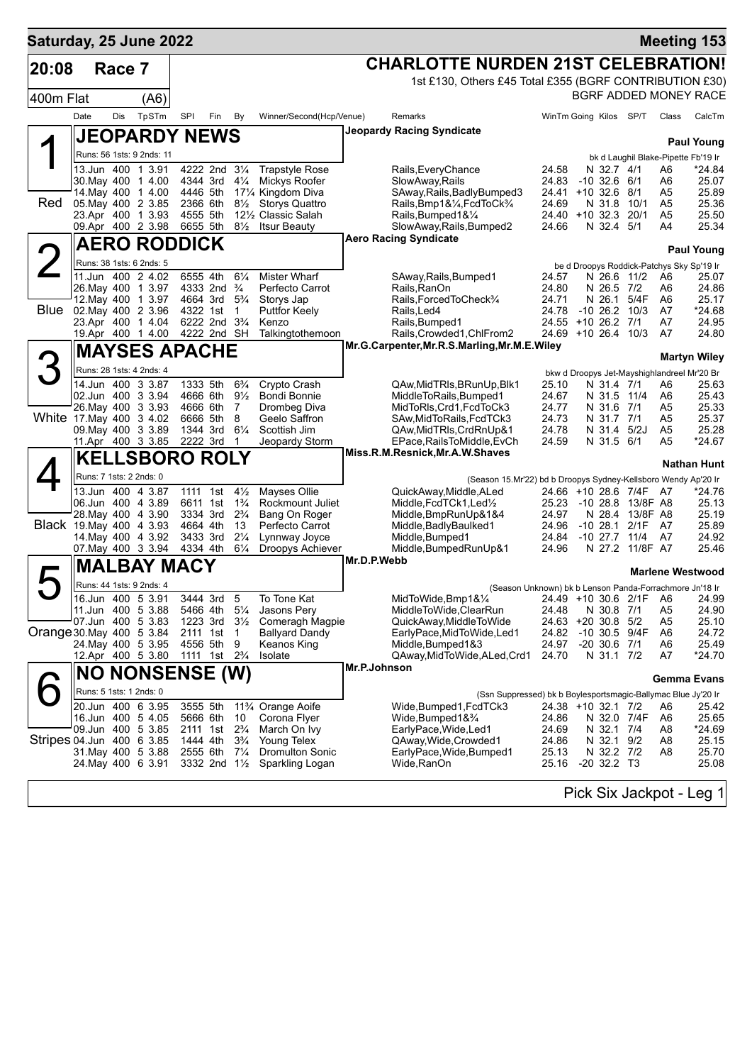# Saturday, 25 June 2022 — Meeting 153

## 20:08 Race 7 — 400m Flat (A6)

**CHARLOTTE NURDEN 21ST CELEBRATION!**

1st £130, Others £45 Total £355 (BGRF CONTRIBUTION £30)

BGRF ADDED MONEY RACE

| Date | Dis | TpSTm | SPI | Fin | By | Winner/Second(Hcp/Venue) | Remarks | WinTm | Going | Kilos | SP/T | Class | CalcTm |
|---|---|---|---|---|---|---|---|---|---|---|---|---|---|

### 1 (Red) JEOPARDY NEWS
Jeopardy Racing Syndicate — Trainer: **Paul Young**

Runs: 56 1sts: 9 2nds: 11 — bk d Laughil Blake-Pipette Fb'19 Ir

| Date | Dis | TpSTm | SPI | Fin | By | Winner/Second(Hcp/Venue) | Remarks | WinTm | Going | Kilos | SP/T | Class | CalcTm |
|---|---|---|---|---|---|---|---|---|---|---|---|---|---|
| 13.Jun | 400 | 1 3.91 | 4222 | 2nd | 3¼ | Trapstyle Rose | Rails,EveryChance | 24.58 | N | 32.7 | 4/1 | A6 | *24.84 |
| 30.May | 400 | 1 4.00 | 4344 | 3rd | 4¼ | Mickys Roofer | SlowAway,Rails | 24.83 | -10 | 32.6 | 6/1 | A6 | 25.07 |
| 14.May | 400 | 1 4.00 | 4446 | 5th | 17¼ | Kingdom Diva | SAway,Rails,BadlyBumped3 | 24.41 | +10 | 32.6 | 8/1 | A5 | 25.89 |
| 05.May | 400 | 2 3.85 | 2366 | 6th | 8½ | Storys Quattro | Rails,Bmp1&¼,FcdToCk¾ | 24.69 | N | 31.8 | 10/1 | A5 | 25.36 |
| 23.Apr | 400 | 1 3.93 | 4555 | 5th | 12½ | Classic Salah | Rails,Bumped1&¼ | 24.40 | +10 | 32.3 | 20/1 | A5 | 25.50 |
| 09.Apr | 400 | 2 3.98 | 6655 | 5th | 8½ | Itsur Beauty | SlowAway,Rails,Bumped2 | 24.66 | N | 32.4 | 5/1 | A4 | 25.34 |

### 2 (Blue) AERO RODDICK
Aero Racing Syndicate — Trainer: **Paul Young**

Runs: 38 1sts: 6 2nds: 5 — be d Droopys Roddick-Patchys Sky Sp'19 Ir

| Date | Dis | TpSTm | SPI | Fin | By | Winner/Second(Hcp/Venue) | Remarks | WinTm | Going | Kilos | SP/T | Class | CalcTm |
|---|---|---|---|---|---|---|---|---|---|---|---|---|---|
| 11.Jun | 400 | 2 4.02 | 6555 | 4th | 6¼ | Mister Wharf | SAway,Rails,Bumped1 | 24.57 | N | 26.6 | 11/2 | A6 | 25.07 |
| 26.May | 400 | 1 3.97 | 4333 | 2nd | ¾ | Perfecto Carrot | Rails,RanOn | 24.80 | N | 26.5 | 7/2 | A6 | 24.86 |
| 12.May | 400 | 1 3.97 | 4664 | 3rd | 5¾ | Storys Jap | Rails,ForcedToCheck¾ | 24.71 | N | 26.1 | 5/4F | A6 | 25.17 |
| 02.May | 400 | 2 3.96 | 4322 | 1st | 1 | Puttfor Keely | Rails,Led4 | 24.78 | -10 | 26.2 | 10/3 | A7 | *24.68 |
| 23.Apr | 400 | 1 4.04 | 6222 | 2nd | 3¾ | Kenzo | Rails,Bumped1 | 24.55 | +10 | 26.2 | 7/1 | A7 | 24.95 |
| 19.Apr | 400 | 1 4.00 | 4222 | 2nd | SH | Talkingtothemoon | Rails,Crowded1,ChlFrom2 | 24.69 | +10 | 26.4 | 10/3 | A7 | 24.80 |

### 3 (White) MAYSES APACHE
Mr.G.Carpenter,Mr.R.S.Marling,Mr.M.E.Wiley — Trainer: **Martyn Wiley**

Runs: 28 1sts: 4 2nds: 4 — bkw d Droopys Jet-Mayshighlandreel Mr'20 Br

| Date | Dis | TpSTm | SPI | Fin | By | Winner/Second(Hcp/Venue) | Remarks | WinTm | Going | Kilos | SP/T | Class | CalcTm |
|---|---|---|---|---|---|---|---|---|---|---|---|---|---|
| 14.Jun | 400 | 3 3.87 | 1333 | 5th | 6¾ | Crypto Crash | QAw,MidTRls,BRunUp,Blk1 | 25.10 | N | 31.4 | 7/1 | A6 | 25.63 |
| 02.Jun | 400 | 3 3.94 | 4666 | 6th | 9½ | Bondi Bonnie | MiddleToRails,Bumped1 | 24.67 | N | 31.5 | 11/4 | A6 | 25.43 |
| 26.May | 400 | 3 3.93 | 4666 | 6th | 7 | Drombeg Diva | MidToRls,Crd1,FcdToCk3 | 24.77 | N | 31.6 | 7/1 | A5 | 25.33 |
| 17.May | 400 | 3 4.02 | 6666 | 5th | 8 | Geelo Saffron | SAw,MidToRails,FcdTCk3 | 24.73 | N | 31.7 | 7/1 | A5 | 25.37 |
| 09.May | 400 | 3 3.89 | 1344 | 3rd | 6¼ | Scottish Jim | QAw,MidTRls,CrdRnUp&1 | 24.78 | N | 31.4 | 5/2J | A5 | 25.28 |
| 11.Apr | 400 | 3 3.85 | 2222 | 3rd | 1 | Jeopardy Storm | EPace,RailsToMiddle,EvCh | 24.59 | N | 31.5 | 6/1 | A5 | *24.67 |

### 4 (Black) KELLSBORO ROLY
Miss.R.M.Resnick,Mr.A.W.Shaves — Trainer: **Nathan Hunt**

Runs: 7 1sts: 2 2nds: 0 — (Season 15.Mr'22) bd b Droopys Sydney-Kellsboro Wendy Ap'20 Ir

| Date | Dis | TpSTm | SPI | Fin | By | Winner/Second(Hcp/Venue) | Remarks | WinTm | Going | Kilos | SP/T | Class | CalcTm |
|---|---|---|---|---|---|---|---|---|---|---|---|---|---|
| 13.Jun | 400 | 4 3.87 | 1111 | 1st | 4½ | Mayses Ollie | QuickAway,Middle,ALed | 24.66 | +10 | 28.6 | 7/4F | A7 | *24.76 |
| 06.Jun | 400 | 4 3.89 | 6611 | 1st | 1¾ | Rockmount Juliet | Middle,FcdTCk1,Led½ | 25.23 | -10 | 28.8 | 13/8F | A8 | 25.13 |
| 28.May | 400 | 4 3.90 | 3334 | 3rd | 2¾ | Bang On Roger | Middle,BmpRunUp&1&4 | 24.97 | N | 28.4 | 13/8F | A8 | 25.19 |
| 19.May | 400 | 4 3.93 | 4664 | 4th | 13 | Perfecto Carrot | Middle,BadlyBaulked1 | 24.96 | -10 | 28.1 | 2/1F | A7 | 25.89 |
| 14.May | 400 | 4 3.92 | 3433 | 3rd | 2¼ | Lynnway Joyce | Middle,Bumped1 | 24.84 | -10 | 27.7 | 11/4 | A7 | 24.92 |
| 07.May | 400 | 3 3.94 | 4334 | 4th | 6¼ | Droopys Achiever | Middle,BumpedRunUp&1 | 24.96 | N | 27.2 | 11/8F | A7 | 25.46 |

### 5 (Orange) MALBAY MACY
Mr.D.P.Webb — Trainer: **Marlene Westwood**

Runs: 44 1sts: 9 2nds: 4 — (Season Unknown) bk b Lenson Panda-Forrachmore Jn'18 Ir

| Date | Dis | TpSTm | SPI | Fin | By | Winner/Second(Hcp/Venue) | Remarks | WinTm | Going | Kilos | SP/T | Class | CalcTm |
|---|---|---|---|---|---|---|---|---|---|---|---|---|---|
| 16.Jun | 400 | 5 3.91 | 3444 | 3rd | 5 | To Tone Kat | MidToWide,Bmp1&¼ | 24.49 | +10 | 30.6 | 2/1F | A6 | 24.99 |
| 11.Jun | 400 | 5 3.88 | 5466 | 4th | 5¼ | Jasons Pery | MiddleToWide,ClearRun | 24.48 | N | 30.8 | 7/1 | A5 | 24.90 |
| 07.Jun | 400 | 5 3.83 | 1223 | 3rd | 3½ | Comeragh Magpie | QuickAway,MiddleToWide | 24.63 | +20 | 30.8 | 5/2 | A5 | 25.10 |
| 30.May | 400 | 5 3.84 | 2111 | 1st | 1 | Ballyard Dandy | EarlyPace,MidToWide,Led1 | 24.82 | -10 | 30.5 | 9/4F | A6 | 24.72 |
| 24.May | 400 | 5 3.95 | 4556 | 5th | 9 | Keanos King | Middle,Bumped1&3 | 24.97 | -20 | 30.6 | 7/1 | A6 | 25.49 |
| 12.Apr | 400 | 5 3.80 | 1111 | 1st | 2¾ | Isolate | QAway,MidToWide,ALed,Crd1 | 24.70 | N | 31.1 | 7/2 | A7 | *24.70 |

### 6 (Stripes) NO NONSENSE (W)
Mr.P.Johnson — Trainer: **Gemma Evans**

Runs: 5 1sts: 1 2nds: 0 — (Ssn Suppressed) bk b Boylesportsmagic-Ballymac Blue Jy'20 Ir

| Date | Dis | TpSTm | SPI | Fin | By | Winner/Second(Hcp/Venue) | Remarks | WinTm | Going | Kilos | SP/T | Class | CalcTm |
|---|---|---|---|---|---|---|---|---|---|---|---|---|---|
| 20.Jun | 400 | 6 3.95 | 3555 | 5th | 11¾ | Orange Aoife | Wide,Bumped1,FcdTCk3 | 24.38 | +10 | 32.1 | 7/2 | A6 | 25.42 |
| 16.Jun | 400 | 5 4.05 | 5666 | 6th | 10 | Corona Flyer | Wide,Bumped1&¾ | 24.86 | N | 32.0 | 7/4F | A6 | 25.65 |
| 09.Jun | 400 | 5 3.85 | 2111 | 1st | 2¾ | March On Ivy | EarlyPace,Wide,Led1 | 24.69 | N | 32.1 | 7/4 | A8 | *24.69 |
| 04.Jun | 400 | 6 3.85 | 1444 | 4th | 3¾ | Young Telex | QAway,Wide,Crowded1 | 24.86 | N | 32.1 | 9/2 | A8 | 25.15 |
| 31.May | 400 | 5 3.88 | 2555 | 6th | 7¼ | Dromulton Sonic | EarlyPace,Wide,Bumped1 | 25.13 | N | 32.2 | 7/2 | A8 | 25.70 |
| 24.May | 400 | 6 3.91 | 3332 | 2nd | 1½ | Sparkling Logan | Wide,RanOn | 25.16 | -20 | 32.2 | T3 | | 25.08 |

Pick Six Jackpot - Leg 1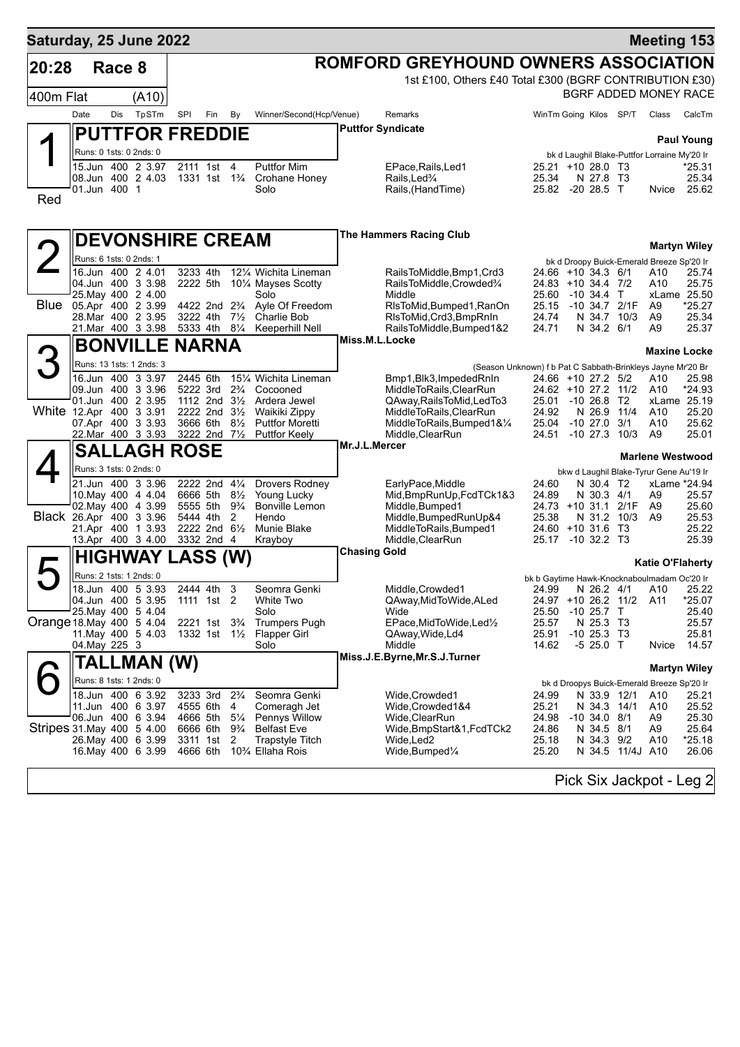# Saturday, 25 June 2022 — Meeting 153

## 20:28 Race 8 — 400m Flat (A10)

**ROMFORD GREYHOUND OWNERS ASSOCIATION**

1st £100, Others £40 Total £300 (BGRF CONTRIBUTION £30)

BGRF ADDED MONEY RACE

### 1 (Red) — PUTTFOR FREDDIE

Puttfor Syndicate — Trainer: **Paul Young**

Runs: 0 1sts: 0 2nds: 0 — bk d Laughil Blake-Puttfor Lorraine My'20 Ir

| Date | Dis | Tp | STm | SPI | Fin | By | Winner/Second(Hcp/Venue) | Remarks | WinTm | Going | Kilos | SP/T | Class | CalcTm |
|---|---|---|---|---|---|---|---|---|---|---|---|---|---|---|
| 15.Jun | 400 | 2 | 3.97 | 2111 | 1st | 4 | Puttfor Mim | EPace,Rails,Led1 | 25.21 | +10 | 28.0 | T3 | | *25.31 |
| 08.Jun | 400 | 2 | 4.03 | 1331 | 1st | 1¾ | Crohane Honey | Rails,Led¾ | 25.34 | N | 27.8 | T3 | | 25.34 |
| 01.Jun | 400 | 1 | | | | | Solo | Rails,(HandTime) | 25.82 | -20 | 28.5 | T | Nvice | 25.62 |

### 2 (Blue) — DEVONSHIRE CREAM

The Hammers Racing Club — Trainer: **Martyn Wiley**

Runs: 6 1sts: 0 2nds: 1 — bk d Droopy Buick-Emerald Breeze Sp'20 Ir

| Date | Dis | Tp | STm | SPI | Fin | By | Winner/Second(Hcp/Venue) | Remarks | WinTm | Going | Kilos | SP/T | Class | CalcTm |
|---|---|---|---|---|---|---|---|---|---|---|---|---|---|---|
| 16.Jun | 400 | 2 | 4.01 | 3233 | 4th | 12¼ | Wichita Lineman | RailsToMiddle,Bmp1,Crd3 | 24.66 | +10 | 34.3 | 6/1 | A10 | 25.74 |
| 04.Jun | 400 | 3 | 3.98 | 2222 | 5th | 10¼ | Mayses Scotty | RailsToMiddle,Crowded¾ | 24.83 | +10 | 34.4 | 7/2 | A10 | 25.75 |
| 25.May | 400 | 2 | 4.00 | | | | Solo | Middle | 25.60 | -10 | 34.4 | T | xLame | 25.50 |
| 05.Apr | 400 | 2 | 3.99 | 4422 | 2nd | 2¾ | Ayle Of Freedom | RlsToMid,Bumped1,RanOn | 25.15 | -10 | 34.7 | 2/1F | A9 | *25.27 |
| 28.Mar | 400 | 2 | 3.95 | 3222 | 4th | 7½ | Charlie Bob | RlsToMid,Crd3,BmpRnIn | 24.74 | N | 34.7 | 10/3 | A9 | 25.34 |
| 21.Mar | 400 | 3 | 3.98 | 5333 | 4th | 8¼ | Keeperhill Nell | RailsToMiddle,Bumped1&2 | 24.71 | N | 34.2 | 6/1 | A9 | 25.37 |

### 3 (White) — BONVILLE NARNA

Miss.M.L.Locke — Trainer: **Maxine Locke**

Runs: 13 1sts: 1 2nds: 3 — (Season Unknown) f b Pat C Sabbath-Brinkleys Jayne Mr'20 Br

| Date | Dis | Tp | STm | SPI | Fin | By | Winner/Second(Hcp/Venue) | Remarks | WinTm | Going | Kilos | SP/T | Class | CalcTm |
|---|---|---|---|---|---|---|---|---|---|---|---|---|---|---|
| 16.Jun | 400 | 3 | 3.97 | 2445 | 6th | 15¼ | Wichita Lineman | Bmp1,Blk3,ImpededRnIn | 24.66 | +10 | 27.2 | 5/2 | A10 | 25.98 |
| 09.Jun | 400 | 3 | 3.96 | 5222 | 3rd | 2¾ | Cocooned | MiddleToRails,ClearRun | 24.62 | +10 | 27.2 | 11/2 | A10 | *24.93 |
| 01.Jun | 400 | 2 | 3.95 | 1112 | 2nd | 3½ | Ardera Jewel | QAway,RailsToMid,LedTo3 | 25.01 | -10 | 26.8 | T2 | xLame | 25.19 |
| 12.Apr | 400 | 3 | 3.91 | 2222 | 2nd | 3½ | Waikiki Zippy | MiddleToRails,ClearRun | 24.92 | N | 26.9 | 11/4 | A10 | 25.20 |
| 07.Apr | 400 | 3 | 3.93 | 3666 | 6th | 8½ | Puttfor Moretti | MiddleToRails,Bumped1&¼ | 25.04 | -10 | 27.0 | 3/1 | A10 | 25.62 |
| 22.Mar | 400 | 3 | 3.93 | 3222 | 2nd | 7½ | Puttfor Keely | Middle,ClearRun | 24.51 | -10 | 27.3 | 10/3 | A9 | 25.01 |

### 4 (Black) — SALLAGH ROSE

Mr.J.L.Mercer — Trainer: **Marlene Westwood**

Runs: 3 1sts: 0 2nds: 0 — bkw d Laughil Blake-Tyrur Gene Au'19 Ir

| Date | Dis | Tp | STm | SPI | Fin | By | Winner/Second(Hcp/Venue) | Remarks | WinTm | Going | Kilos | SP/T | Class | CalcTm |
|---|---|---|---|---|---|---|---|---|---|---|---|---|---|---|
| 21.Jun | 400 | 3 | 3.96 | 2222 | 2nd | 4¼ | Drovers Rodney | EarlyPace,Middle | 24.60 | N | 30.4 | T2 | xLame | *24.94 |
| 10.May | 400 | 4 | 4.04 | 6666 | 5th | 8½ | Young Lucky | Mid,BmpRunUp,FcdTCk1&3 | 24.89 | N | 30.3 | 4/1 | A9 | 25.57 |
| 02.May | 400 | 4 | 3.99 | 5555 | 5th | 9¾ | Bonville Lemon | Middle,Bumped1 | 24.73 | +10 | 31.1 | 2/1F | A9 | 25.60 |
| 26.Apr | 400 | 3 | 3.96 | 5444 | 4th | 2 | Hendo | Middle,BumpedRunUp&4 | 25.38 | N | 31.2 | 10/3 | A9 | 25.53 |
| 21.Apr | 400 | 1 | 3.93 | 2222 | 2nd | 6½ | Munie Blake | MiddleToRails,Bumped1 | 24.60 | +10 | 31.6 | T3 | | 25.22 |
| 13.Apr | 400 | 3 | 4.00 | 3332 | 2nd | 4 | Krayboy | Middle,ClearRun | 25.17 | -10 | 32.2 | T3 | | 25.39 |

### 5 (Orange) — HIGHWAY LASS (W)

Chasing Gold — Trainer: **Katie O'Flaherty**

Runs: 2 1sts: 1 2nds: 0 — bk b Gaytime Hawk-Knocknaboulmadam Oc'20 Ir

| Date | Dis | Tp | STm | SPI | Fin | By | Winner/Second(Hcp/Venue) | Remarks | WinTm | Going | Kilos | SP/T | Class | CalcTm |
|---|---|---|---|---|---|---|---|---|---|---|---|---|---|---|
| 18.Jun | 400 | 5 | 3.93 | 2444 | 4th | 3 | Seomra Genki | Middle,Crowded1 | 24.99 | N | 26.2 | 4/1 | A10 | 25.22 |
| 04.Jun | 400 | 5 | 3.95 | 1111 | 1st | 2 | White Two | QAway,MidToWide,ALed | 24.97 | +10 | 26.2 | 11/2 | A11 | *25.07 |
| 25.May | 400 | 5 | 4.04 | | | | Solo | Wide | 25.50 | -10 | 25.7 | T | | 25.40 |
| 18.May | 400 | 5 | 4.04 | 2221 | 1st | 3¾ | Trumpers Pugh | EPace,MidToWide,Led½ | 25.57 | N | 25.3 | T3 | | 25.57 |
| 11.May | 400 | 5 | 4.03 | 1332 | 1st | 1½ | Flapper Girl | QAway,Wide,Ld4 | 25.91 | -10 | 25.3 | T3 | | 25.81 |
| 04.May | 225 | 3 | | | | | Solo | Middle | 14.62 | -5 | 25.0 | T | Nvice | 14.57 |

### 6 (Stripes) — TALLMAN (W)

Miss.J.E.Byrne,Mr.S.J.Turner — Trainer: **Martyn Wiley**

Runs: 8 1sts: 1 2nds: 0 — bk d Droopys Buick-Emerald Breeze Sp'20 Ir

| Date | Dis | Tp | STm | SPI | Fin | By | Winner/Second(Hcp/Venue) | Remarks | WinTm | Going | Kilos | SP/T | Class | CalcTm |
|---|---|---|---|---|---|---|---|---|---|---|---|---|---|---|
| 18.Jun | 400 | 6 | 3.92 | 3233 | 3rd | 2¾ | Seomra Genki | Wide,Crowded1 | 24.99 | N | 33.9 | 12/1 | A10 | 25.21 |
| 11.Jun | 400 | 6 | 3.97 | 4555 | 6th | 4 | Comeragh Jet | Wide,Crowded1&4 | 25.21 | N | 34.3 | 14/1 | A10 | 25.52 |
| 06.Jun | 400 | 6 | 3.94 | 4666 | 5th | 5¼ | Pennys Willow | Wide,ClearRun | 24.98 | -10 | 34.0 | 8/1 | A9 | 25.30 |
| 31.May | 400 | 6 | 4.00 | 6666 | 6th | 9¾ | Belfast Eve | Wide,BmpStart&1,FcdTCk2 | 24.86 | N | 34.5 | 8/1 | A9 | 25.64 |
| 26.May | 400 | 6 | 3.99 | 3311 | 1st | 2 | Trapstyle Titch | Wide,Led2 | 25.18 | N | 34.3 | 9/2 | A10 | *25.18 |
| 16.May | 400 | 6 | 3.99 | 4666 | 6th | 10¾ | Ellaha Rois | Wide,Bumped¼ | 25.20 | N | 34.5 | 11/4J | A10 | 26.06 |

Pick Six Jackpot - Leg 2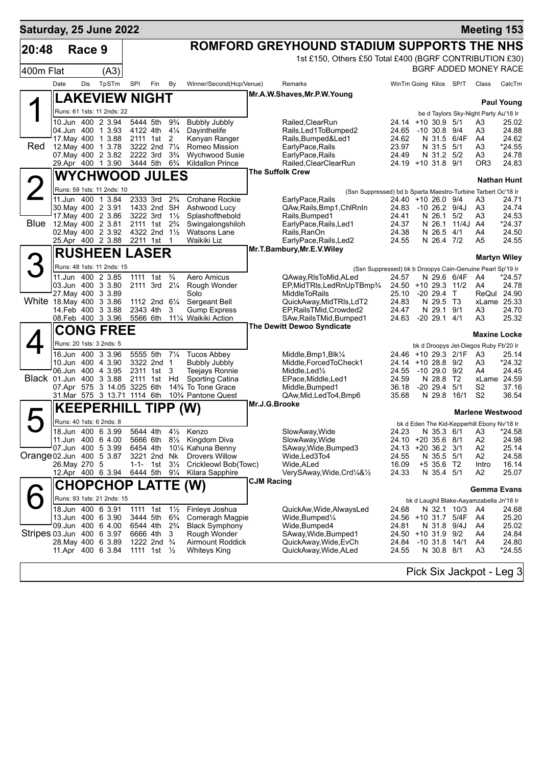# Saturday, 25 June 2022 — Meeting 153

## 20:48 Race 9 — ROMFORD GREYHOUND STADIUM SUPPORTS THE NHS

1st £150, Others £50 Total £400 (BGRF CONTRIBUTION £30)

400m Flat (A3) — BGRF ADDED MONEY RACE

| Date | Dis | TpSTm | SPI | Fin | By | Winner/Second(Hcp/Venue) | Remarks | WinTm | Going | Kilos | SP/T | Class | CalcTm |
|---|---|---|---|---|---|---|---|---|---|---|---|---|---|

### 1 (Red) LAKEVIEW NIGHT
Mr.A.W.Shaves,Mr.P.W.Young — **Paul Young**

Runs: 61 1sts: 11 2nds: 22 — be d Taylors Sky-Night Party Au'18 Ir

| Date | Dis | TpSTm | SPI | Fin | By | Winner/Second(Hcp/Venue) | Remarks | WinTm | Going | Kilos | SP/T | Class | CalcTm |
|---|---|---|---|---|---|---|---|---|---|---|---|---|---|
| 10.Jun | 400 | 2 3.94 | 5444 | 5th | 9¾ | Bubbly Jubbly | Railed,ClearRun | 24.14 | +10 | 30.9 | 5/1 | A3 | 25.02 |
| 04.Jun | 400 | 1 3.93 | 4122 | 4th | 4¼ | Dayinthelife | Rails,Led1ToBumped2 | 24.65 | -10 | 30.8 | 9/4 | A3 | 24.88 |
| 17.May | 400 | 1 3.88 | 2111 | 1st | 2 | Kenyan Ranger | Rails,Bumped&Led1 | 24.62 | N | 31.5 | 6/4F | A4 | 24.62 |
| 12.May | 400 | 1 3.78 | 3222 | 2nd | 7¼ | Romeo Mission | EarlyPace,Rails | 23.97 | N | 31.5 | 5/1 | A3 | *24.55 |
| 07.May | 400 | 2 3.82 | 2222 | 3rd | 3¾ | Wychwood Susie | EarlyPace,Rails | 24.49 | N | 31.2 | 5/2 | A3 | 24.78 |
| 29.Apr | 400 | 1 3.90 | 3444 | 5th | 6¾ | Kildallon Prince | Railed,ClearClearRun | 24.19 | +10 | 31.8 | 9/1 | OR3 | 24.83 |

### 2 (Blue) WYCHWOOD JULES
The Suffolk Crew — **Nathan Hunt**

Runs: 59 1sts: 11 2nds: 10 — (Ssn Suppressed) bd b Sparta Maestro-Turbine Tarbert Oc'18 Ir

| Date | Dis | TpSTm | SPI | Fin | By | Winner/Second(Hcp/Venue) | Remarks | WinTm | Going | Kilos | SP/T | Class | CalcTm |
|---|---|---|---|---|---|---|---|---|---|---|---|---|---|
| 11.Jun | 400 | 1 3.84 | 2333 | 3rd | 2¾ | Crohane Rockie | EarlyPace,Rails | 24.40 | +10 | 26.0 | 9/4 | A3 | 24.71 |
| 30.May | 400 | 2 3.91 | 1433 | 2nd | SH | Ashwood Lucy | QAw,Rails,Bmp1,ChlRnIn | 24.83 | -10 | 26.2 | 9/4J | A3 | 24.74 |
| 17.May | 400 | 2 3.86 | 3222 | 3rd | 1½ | Splashofthebold | Rails,Bumped1 | 24.41 | N | 26.1 | 5/2 | A3 | 24.53 |
| 12.May | 400 | 2 3.81 | 2111 | 1st | 2¾ | Swingalongshiloh | EarlyPace,Rails,Led1 | 24.37 | N | 26.1 | 11/4J | A4 | *24.37 |
| 02.May | 400 | 2 3.92 | 4322 | 2nd | 1½ | Watsons Lane | Rails,RanOn | 24.38 | N | 26.5 | 4/1 | A4 | 24.50 |
| 25.Apr | 400 | 2 3.88 | 2211 | 1st | 1 | Waikiki Liz | EarlyPace,Rails,Led2 | 24.55 | N | 26.4 | 7/2 | A5 | 24.55 |

### 3 (White) RUSHEEN LASER
Mr.T.Bambury,Mr.E.V.Wiley — **Martyn Wiley**

Runs: 48 1sts: 11 2nds: 15 — (Ssn Suppressed) bk b Droopys Cain-Genuine Pearl Sp'19 Ir

| Date | Dis | TpSTm | SPI | Fin | By | Winner/Second(Hcp/Venue) | Remarks | WinTm | Going | Kilos | SP/T | Class | CalcTm |
|---|---|---|---|---|---|---|---|---|---|---|---|---|---|
| 11.Jun | 400 | 2 3.85 | 1111 | 1st | ¾ | Aero Amicus | QAway,RlsToMid,ALed | 24.57 | N | 29.6 | 6/4F | A4 | *24.57 |
| 03.Jun | 400 | 3 3.80 | 2111 | 3rd | 2¼ | Rough Wonder | EP,MidTRls,LedRnUpTBmp¾ | 24.50 | +10 | 29.3 | 11/2 | A4 | 24.78 |
| 27.May | 400 | 3 3.89 | | | | Solo | MiddleToRails | 25.10 | -20 | 29.4 | T | ReQul | 24.90 |
| 18.May | 400 | 3 3.86 | 1112 | 2nd | 6¼ | Sergeant Bell | QuickAway,MidTRls,LdT2 | 24.83 | N | 29.5 | T3 | xLame | 25.33 |
| 14.Feb | 400 | 3 3.88 | 2343 | 4th | 3 | Gump Express | EP,RailsTMid,Crowded2 | 24.47 | N | 29.1 | 9/1 | A3 | 24.70 |
| 08.Feb | 400 | 3 3.96 | 5566 | 6th | 11¼ | Waikiki Action | SAw,RailsTMid,Bumped1 | 24.63 | -20 | 29.1 | 4/1 | A3 | 25.32 |

### 4 (Black) CONG FREE
The Dewitt Dewoo Syndicate — **Maxine Locke**

Runs: 20 1sts: 3 2nds: 5 — bk d Droopys Jet-Diegos Ruby Fb'20 Ir

| Date | Dis | TpSTm | SPI | Fin | By | Winner/Second(Hcp/Venue) | Remarks | WinTm | Going | Kilos | SP/T | Class | CalcTm |
|---|---|---|---|---|---|---|---|---|---|---|---|---|---|
| 16.Jun | 400 | 3 3.96 | 5555 | 5th | 7¼ | Tucos Abbey | Middle,Bmp1,Blk¼ | 24.46 | +10 | 29.3 | 2/1F | A3 | 25.14 |
| 10.Jun | 400 | 4 3.90 | 3322 | 2nd | 1 | Bubbly Jubbly | Middle,ForcedToCheck1 | 24.14 | +10 | 28.8 | 9/2 | A3 | *24.32 |
| 06.Jun | 400 | 4 3.95 | 2311 | 1st | 3 | Teejays Ronnie | Middle,Led½ | 24.55 | -10 | 29.0 | 9/2 | A4 | 24.45 |
| 01.Jun | 400 | 3 3.88 | 2111 | 1st | Hd | Sporting Catina | EPace,Middle,Led1 | 24.59 | N | 28.8 | T2 | xLame | 24.59 |
| 07.Apr | 575 | 3 14.05 | 3225 | 6th | 14¾ | To Tone Grace | Middle,Bumped1 | 36.18 | -20 | 29.4 | 5/1 | S2 | 37.16 |
| 31.Mar | 575 | 3 13.71 | 1114 | 6th | 10¾ | Pantone Quest | QAw,Mid,LedTo4,Bmp6 | 35.68 | N | 29.8 | 16/1 | S2 | 36.54 |

### 5 (Orange) KEEPERHILL TIPP (W)
Mr.J.G.Brooke — **Marlene Westwood**

Runs: 40 1sts: 6 2nds: 8 — bk d Eden The Kid-Kepperhill Ebony Nv'18 Ir

| Date | Dis | TpSTm | SPI | Fin | By | Winner/Second(Hcp/Venue) | Remarks | WinTm | Going | Kilos | SP/T | Class | CalcTm |
|---|---|---|---|---|---|---|---|---|---|---|---|---|---|
| 18.Jun | 400 | 6 3.99 | 5644 | 4th | 4½ | Kenzo | SlowAway,Wide | 24.23 | N | 35.3 | 6/1 | A3 | *24.58 |
| 11.Jun | 400 | 6 4.00 | 5666 | 6th | 8½ | Kingdom Diva | SlowAway,Wide | 24.10 | +20 | 35.6 | 8/1 | A2 | 24.98 |
| 07.Jun | 400 | 5 3.99 | 6454 | 4th | 10¼ | Kahuna Benny | SAway,Wide,Bumped3 | 24.13 | +20 | 36.2 | 3/1 | A2 | 25.14 |
| 02.Jun | 400 | 5 3.87 | 3221 | 2nd | Nk | Drovers Willow | Wide,Led3To4 | 24.55 | N | 35.5 | 5/1 | A2 | 24.58 |
| 26.May | 270 | 5 | 1-1- | 1st | 3½ | Crickleowl Bob(Towc) | Wide,ALed | 16.09 | +5 | 35.6 | T2 | Intro | 16.14 |
| 12.Apr | 400 | 6 3.94 | 6444 | 5th | 9¼ | Kilara Sapphire | VerySAway,Wide,Crd¼&½ | 24.33 | N | 35.4 | 5/1 | A2 | 25.07 |

### 6 (Stripes) CHOPCHOP LATTE (W)
CJM Racing — **Gemma Evans**

Runs: 93 1sts: 21 2nds: 15 — bk d Laughil Blake-Aayamzabella Jn'18 Ir

| Date | Dis | TpSTm | SPI | Fin | By | Winner/Second(Hcp/Venue) | Remarks | WinTm | Going | Kilos | SP/T | Class | CalcTm |
|---|---|---|---|---|---|---|---|---|---|---|---|---|---|
| 18.Jun | 400 | 6 3.91 | 1111 | 1st | 1½ | Finleys Joshua | QuickAw,Wide,AlwaysLed | 24.68 | N | 32.1 | 10/3 | A4 | 24.68 |
| 13.Jun | 400 | 6 3.90 | 3444 | 5th | 6¾ | Comeragh Magpie | Wide,Bumped¼ | 24.56 | +10 | 31.7 | 5/4F | A4 | 25.20 |
| 09.Jun | 400 | 6 4.00 | 6544 | 4th | 2¾ | Black Symphony | Wide,Bumped4 | 24.81 | N | 31.8 | 9/4J | A4 | 25.02 |
| 03.Jun | 400 | 6 3.97 | 6666 | 4th | 3 | Rough Wonder | SAway,Wide,Bumped1 | 24.50 | +10 | 31.9 | 9/2 | A4 | 24.84 |
| 28.May | 400 | 6 3.89 | 1222 | 2nd | ¾ | Airmount Roddick | QuickAway,Wide,EvCh | 24.84 | -10 | 31.8 | 14/1 | A4 | 24.80 |
| 11.Apr | 400 | 6 3.84 | 1111 | 1st | ½ | Whiteys King | QuickAway,Wide,ALed | 24.55 | N | 30.8 | 8/1 | A3 | *24.55 |

Pick Six Jackpot - Leg 3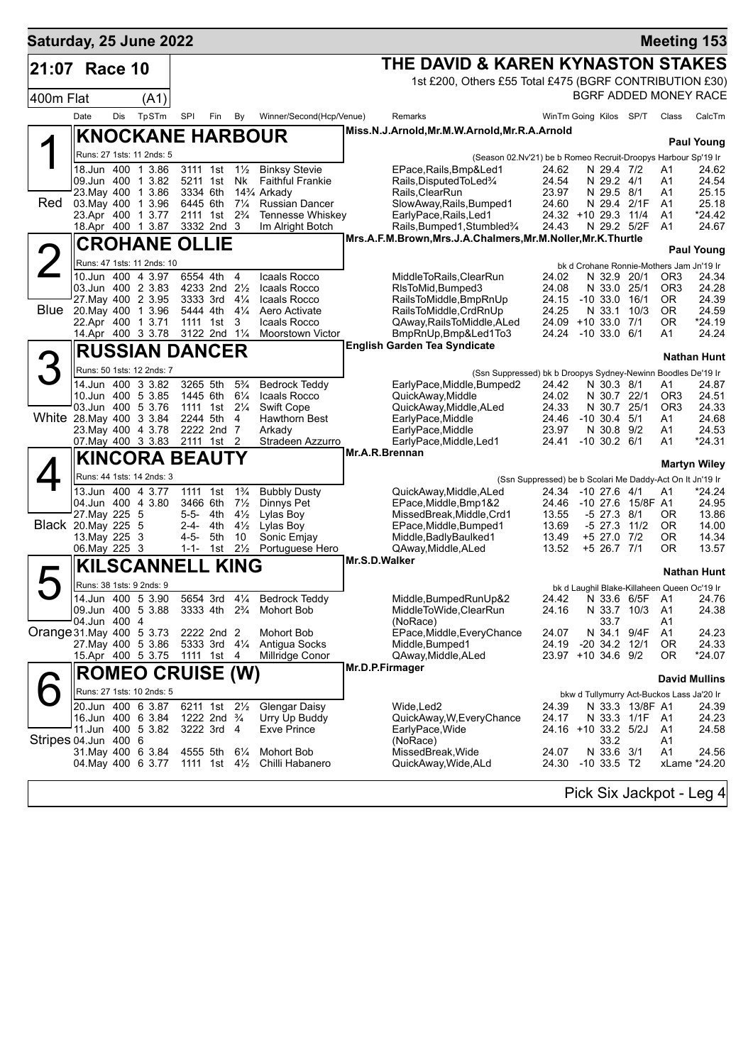**Saturday, 25 June 2022** — **Meeting 153**

## 21:07 Race 10 — THE DAVID & KAREN KYNASTON STAKES

400m Flat (A1)

1st £200, Others £55 Total £475 (BGRF CONTRIBUTION £30)

BGRF ADDED MONEY RACE

| Date | Dis | TpSTm | SPI | Fin | By | Winner/Second(Hcp/Venue) | Remarks | WinTm | Going | Kilos | SP/T | Class | CalcTm |
|---|---|---|---|---|---|---|---|---|---|---|---|---|---|

### 1 (Red) KNOCKANE HARBOUR — Paul Young

Miss.N.J.Arnold,Mr.M.W.Arnold,Mr.R.A.Arnold

Runs: 27 1sts: 11 2nds: 5 — (Season 02.Nv'21) be b Romeo Recruit-Droopys Harbour Sp'19 Ir

| Date | Dis | TpSTm | SPI | Fin | By | Winner/Second(Hcp/Venue) | Remarks | WinTm | Going | Kilos | SP/T | Class | CalcTm |
|---|---|---|---|---|---|---|---|---|---|---|---|---|---|
| 18.Jun | 400 | 1 3.86 | 3111 | 1st | 1½ | Binksy Stevie | EPace,Rails,Bmp&Led1 | 24.62 | N | 29.4 | 7/2 | A1 | 24.62 |
| 09.Jun | 400 | 1 3.82 | 5211 | 1st | Nk | Faithful Frankie | Rails,DisputedToLed¾ | 24.54 | N | 29.2 | 4/1 | A1 | 24.54 |
| 23.May | 400 | 1 3.86 | 3334 | 6th | 14¾ | Arkady | Rails,ClearRun | 23.97 | N | 29.5 | 8/1 | A1 | 25.15 |
| 03.May | 400 | 1 3.96 | 6445 | 6th | 7¼ | Russian Dancer | SlowAway,Rails,Bumped1 | 24.60 | N | 29.4 | 2/1F | A1 | 25.18 |
| 23.Apr | 400 | 1 3.77 | 2111 | 1st | 2¾ | Tennesse Whiskey | EarlyPace,Rails,Led1 | 24.32 | +10 | 29.3 | 11/4 | A1 | *24.42 |
| 18.Apr | 400 | 1 3.87 | 3332 | 2nd | 3 | Im Alright Botch | Rails,Bumped1,Stumbled¾ | 24.43 | N | 29.2 | 5/2F | A1 | 24.67 |

### 2 (Blue) CROHANE OLLIE — Paul Young

Mrs.A.F.M.Brown,Mrs.J.A.Chalmers,Mr.M.Noller,Mr.K.Thurtle

Runs: 47 1sts: 11 2nds: 10 — bk d Crohane Ronnie-Mothers Jam Jn'19 Ir

| Date | Dis | TpSTm | SPI | Fin | By | Winner/Second(Hcp/Venue) | Remarks | WinTm | Going | Kilos | SP/T | Class | CalcTm |
|---|---|---|---|---|---|---|---|---|---|---|---|---|---|
| 10.Jun | 400 | 4 3.97 | 6554 | 4th | 4 | Icaals Rocco | MiddleToRails,ClearRun | 24.02 | N | 32.9 | 20/1 | OR3 | 24.34 |
| 03.Jun | 400 | 2 3.83 | 4233 | 2nd | 2½ | Icaals Rocco | RlsToMid,Bumped3 | 24.08 | N | 33.0 | 25/1 | OR3 | 24.28 |
| 27.May | 400 | 2 3.95 | 3333 | 3rd | 4¼ | Icaals Rocco | RailsToMiddle,BmpRnUp | 24.15 | -10 | 33.0 | 16/1 | OR | 24.39 |
| 20.May | 400 | 1 3.96 | 5444 | 4th | 4¼ | Aero Activate | RailsToMiddle,CrdRnUp | 24.25 | N | 33.1 | 10/3 | OR | 24.59 |
| 22.Apr | 400 | 1 3.71 | 1111 | 1st | 3 | Icaals Rocco | QAway,RailsToMiddle,ALed | 24.09 | +10 | 33.0 | 7/1 | OR | *24.19 |
| 14.Apr | 400 | 3 3.78 | 3122 | 2nd | 1¼ | Moorstown Victor | BmpRnUp,Bmp&Led1To3 | 24.24 | -10 | 33.0 | 6/1 | A1 | 24.24 |

### 3 (White) RUSSIAN DANCER — Nathan Hunt

English Garden Tea Syndicate

Runs: 50 1sts: 12 2nds: 7 — (Ssn Suppressed) bk b Droopys Sydney-Newinn Boodles De'19 Ir

| Date | Dis | TpSTm | SPI | Fin | By | Winner/Second(Hcp/Venue) | Remarks | WinTm | Going | Kilos | SP/T | Class | CalcTm |
|---|---|---|---|---|---|---|---|---|---|---|---|---|---|
| 14.Jun | 400 | 3 3.82 | 3265 | 5th | 5¾ | Bedrock Teddy | EarlyPace,Middle,Bumped2 | 24.42 | N | 30.3 | 8/1 | A1 | 24.87 |
| 10.Jun | 400 | 5 3.85 | 1445 | 6th | 6¼ | Icaals Rocco | QuickAway,Middle | 24.02 | N | 30.7 | 22/1 | OR3 | 24.51 |
| 03.Jun | 400 | 5 3.76 | 1111 | 1st | 2¼ | Swift Cope | QuickAway,Middle,ALed | 24.33 | N | 30.7 | 25/1 | OR3 | 24.33 |
| 28.May | 400 | 3 3.84 | 2244 | 5th | 4 | Hawthorn Best | EarlyPace,Middle | 24.46 | -10 | 30.4 | 5/1 | A1 | 24.68 |
| 23.May | 400 | 4 3.78 | 2222 | 2nd | 7 | Arkady | EarlyPace,Middle | 23.97 | N | 30.8 | 9/2 | A1 | 24.53 |
| 07.May | 400 | 3 3.83 | 2111 | 1st | 2 | Stradeen Azzurro | EarlyPace,Middle,Led1 | 24.41 | -10 | 30.2 | 6/1 | A1 | *24.31 |

### 4 (Black) KINCORA BEAUTY — Martyn Wiley

Mr.A.R.Brennan

Runs: 44 1sts: 14 2nds: 3 — (Ssn Suppressed) be b Scolari Me Daddy-Act On It Jn'19 Ir

| Date | Dis | TpSTm | SPI | Fin | By | Winner/Second(Hcp/Venue) | Remarks | WinTm | Going | Kilos | SP/T | Class | CalcTm |
|---|---|---|---|---|---|---|---|---|---|---|---|---|---|
| 13.Jun | 400 | 4 3.77 | 1111 | 1st | 1¾ | Bubbly Dusty | QuickAway,Middle,ALed | 24.34 | -10 | 27.6 | 4/1 | A1 | *24.24 |
| 04.Jun | 400 | 4 3.80 | 3466 | 6th | 7½ | Dinnys Pet | EPace,Middle,Bmp1&2 | 24.46 | -10 | 27.6 | 15/8F | A1 | 24.95 |
| 27.May | 225 | 5 | 5-5- | 4th | 4½ | Lylas Boy | MissedBreak,Middle,Crd1 | 13.55 | -5 | 27.3 | 8/1 | OR | 13.86 |
| 20.May | 225 | 5 | 2-4- | 4th | 4½ | Lylas Boy | EPace,Middle,Bumped1 | 13.69 | -5 | 27.3 | 11/2 | OR | 14.00 |
| 13.May | 225 | 3 | 4-5- | 5th | 10 | Sonic Emjay | Middle,BadlyBaulked1 | 13.49 | +5 | 27.0 | 7/2 | OR | 14.34 |
| 06.May | 225 | 3 | 1-1- | 1st | 2½ | Portuguese Hero | QAway,Middle,ALed | 13.52 | +5 | 26.7 | 7/1 | OR | 13.57 |

### 5 (Orange) KILSCANNELL KING — Nathan Hunt

Mr.S.D.Walker

Runs: 38 1sts: 9 2nds: 9 — bk d Laughil Blake-Killaheen Queen Oc'19 Ir

| Date | Dis | TpSTm | SPI | Fin | By | Winner/Second(Hcp/Venue) | Remarks | WinTm | Going | Kilos | SP/T | Class | CalcTm |
|---|---|---|---|---|---|---|---|---|---|---|---|---|---|
| 14.Jun | 400 | 5 3.90 | 5654 | 3rd | 4¼ | Bedrock Teddy | Middle,BumpedRunUp&2 | 24.42 | N | 33.6 | 6/5F | A1 | 24.76 |
| 09.Jun | 400 | 5 3.88 | 3333 | 4th | 2¾ | Mohort Bob | MiddleToWide,ClearRun | 24.16 | N | 33.7 | 10/3 | A1 | 24.38 |
| 04.Jun | 400 | 4 | | | | | (NoRace) | | | 33.7 | | A1 | |
| 31.May | 400 | 5 3.73 | 2222 | 2nd | 2 | Mohort Bob | EPace,Middle,EveryChance | 24.07 | N | 34.1 | 9/4F | A1 | 24.23 |
| 27.May | 400 | 5 3.86 | 5333 | 3rd | 4¼ | Antigua Socks | Middle,Bumped1 | 24.19 | -20 | 34.2 | 12/1 | OR | 24.33 |
| 15.Apr | 400 | 5 3.75 | 1111 | 1st | 4 | Millridge Conor | QAway,Middle,ALed | 23.97 | +10 | 34.6 | 9/2 | OR | *24.07 |

### 6 (Stripes) ROMEO CRUISE (W) — David Mullins

Mr.D.P.Firmager

Runs: 27 1sts: 10 2nds: 5 — bkw d Tullymurry Act-Buckos Lass Ja'20 Ir

| Date | Dis | TpSTm | SPI | Fin | By | Winner/Second(Hcp/Venue) | Remarks | WinTm | Going | Kilos | SP/T | Class | CalcTm |
|---|---|---|---|---|---|---|---|---|---|---|---|---|---|
| 20.Jun | 400 | 6 3.87 | 6211 | 1st | 2½ | Glengar Daisy | Wide,Led2 | 24.39 | N | 33.3 | 13/8F | A1 | 24.39 |
| 16.Jun | 400 | 6 3.84 | 1222 | 2nd | ¾ | Urry Up Buddy | QuickAway,W,EveryChance | 24.17 | N | 33.3 | 1/1F | A1 | 24.23 |
| 11.Jun | 400 | 5 3.82 | 3222 | 3rd | 4 | Exve Prince | EarlyPace,Wide | 24.16 | +10 | 33.2 | 5/2J | A1 | 24.58 |
| 04.Jun | 400 | 6 | | | | | (NoRace) | | | 33.2 | | A1 | |
| 31.May | 400 | 6 3.84 | 4555 | 5th | 6¼ | Mohort Bob | MissedBreak,Wide | 24.07 | N | 33.6 | 3/1 | A1 | 24.56 |
| 04.May | 400 | 6 3.77 | 1111 | 1st | 4½ | Chilli Habanero | QuickAway,Wide,ALd | 24.30 | -10 | 33.5 | T2 | xLame | *24.20 |

Pick Six Jackpot - Leg 4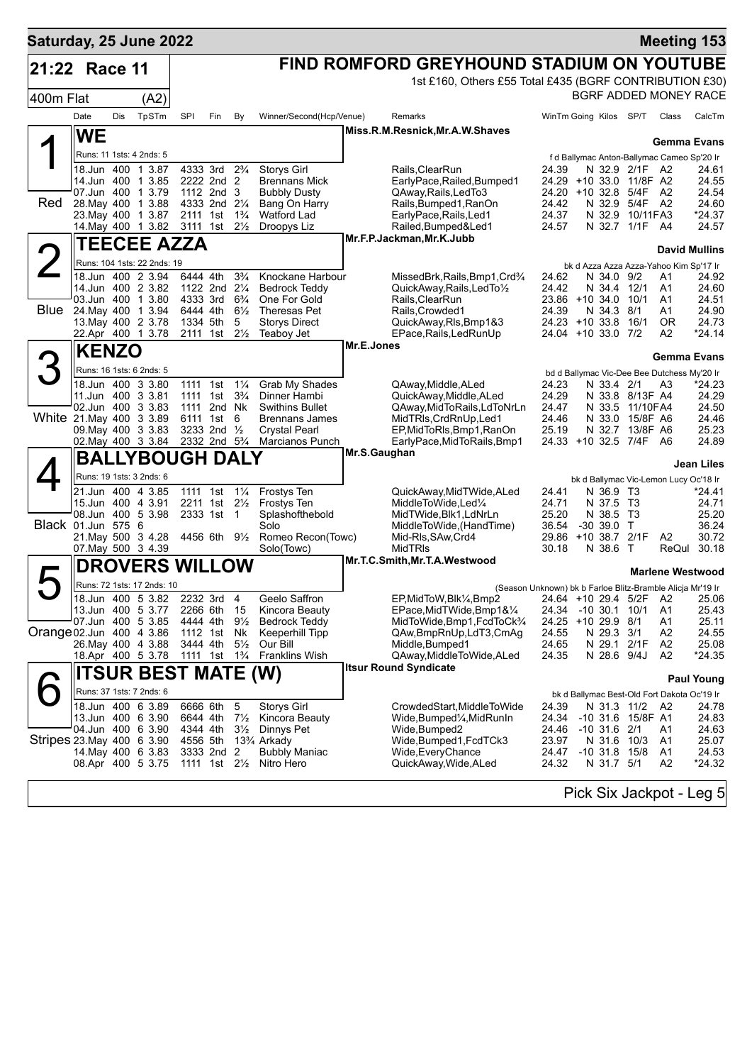**Saturday, 25 June 2022** — **Meeting 153**

## 21:22 Race 11

**FIND ROMFORD GREYHOUND STADIUM ON YOUTUBE**

1st £160, Others £55 Total £435 (BGRF CONTRIBUTION £30)

400m Flat (A2) — BGRF ADDED MONEY RACE

| Date | Dis | TpSTm | SPI | Fin | By | Winner/Second(Hcp/Venue) | Remarks | WinTm | Going | Kilos | SP/T | Class | CalcTm |
|---|---|---|---|---|---|---|---|---|---|---|---|---|---|

### 1 (Red) WE
Miss.R.M.Resnick,Mr.A.W.Shaves — **Gemma Evans**
Runs: 11 1sts: 4 2nds: 5 — f d Ballymac Anton-Ballymac Cameo Sp'20 Ir

| Date | Dis | TpSTm | SPI | Fin | By | Winner/Second(Hcp/Venue) | Remarks | WinTm | Going | Kilos | SP/T | Class | CalcTm |
|---|---|---|---|---|---|---|---|---|---|---|---|---|---|
| 18.Jun | 400 | 1 3.87 | 4333 | 3rd | 2¾ | Storys Girl | Rails,ClearRun | 24.39 | N | 32.9 | 2/1F | A2 | 24.61 |
| 14.Jun | 400 | 1 3.85 | 2222 | 2nd | 2 | Brennans Mick | EarlyPace,Railed,Bumped1 | 24.29 | +10 | 33.0 | 11/8F | A2 | 24.55 |
| 07.Jun | 400 | 1 3.79 | 1112 | 2nd | 3 | Bubbly Dusty | QAway,Rails,LedTo3 | 24.20 | +10 | 32.8 | 5/4F | A2 | 24.54 |
| 28.May | 400 | 1 3.88 | 4333 | 2nd | 2¼ | Bang On Harry | Rails,Bumped1,RanOn | 24.42 | N | 32.9 | 5/4F | A2 | 24.60 |
| 23.May | 400 | 1 3.87 | 2111 | 1st | 1¾ | Watford Lad | EarlyPace,Rails,Led1 | 24.37 | N | 32.9 | 10/11FA3 | | *24.37 |
| 14.May | 400 | 1 3.82 | 3111 | 1st | 2½ | Droopys Liz | Railed,Bumped&Led1 | 24.57 | N | 32.7 | 1/1F | A4 | 24.57 |

### 2 (Blue) TEECEE AZZA
Mr.F.P.Jackman,Mr.K.Jubb — **David Mullins**
Runs: 104 1sts: 22 2nds: 19 — bk d Azza Azza Azza-Yahoo Kim Sp'17 Ir

| Date | Dis | TpSTm | SPI | Fin | By | Winner/Second(Hcp/Venue) | Remarks | WinTm | Going | Kilos | SP/T | Class | CalcTm |
|---|---|---|---|---|---|---|---|---|---|---|---|---|---|
| 18.Jun | 400 | 2 3.94 | 6444 | 4th | 3¾ | Knockane Harbour | MissedBrk,Rails,Bmp1,Crd¾ | 24.62 | N | 34.0 | 9/2 | A1 | 24.92 |
| 14.Jun | 400 | 2 3.82 | 1122 | 2nd | 2¼ | Bedrock Teddy | QuickAway,Rails,LedTo½ | 24.42 | N | 34.4 | 12/1 | A1 | 24.60 |
| 03.Jun | 400 | 1 3.80 | 4333 | 3rd | 6¾ | One For Gold | Rails,ClearRun | 23.86 | +10 | 34.0 | 10/1 | A1 | 24.51 |
| 24.May | 400 | 1 3.94 | 6444 | 4th | 6½ | Theresas Pet | Rails,Crowded1 | 24.39 | N | 34.3 | 8/1 | A1 | 24.90 |
| 13.May | 400 | 2 3.78 | 1334 | 5th | 5 | Storys Direct | QuickAway,Rls,Bmp1&3 | 24.23 | +10 | 33.8 | 16/1 | OR | 24.73 |
| 22.Apr | 400 | 1 3.78 | 2111 | 1st | 2½ | Teaboy Jet | EPace,Rails,LedRunUp | 24.04 | +10 | 33.0 | 7/2 | A2 | *24.14 |

### 3 (White) KENZO
Mr.E.Jones — **Gemma Evans**
Runs: 16 1sts: 6 2nds: 5 — bd d Ballymac Vic-Dee Bee Dutchess My'20 Ir

| Date | Dis | TpSTm | SPI | Fin | By | Winner/Second(Hcp/Venue) | Remarks | WinTm | Going | Kilos | SP/T | Class | CalcTm |
|---|---|---|---|---|---|---|---|---|---|---|---|---|---|
| 18.Jun | 400 | 3 3.80 | 1111 | 1st | 1¼ | Grab My Shades | QAway,Middle,ALed | 24.23 | N | 33.4 | 2/1 | A3 | *24.23 |
| 11.Jun | 400 | 3 3.81 | 1111 | 1st | 3¾ | Dinner Hambi | QuickAway,Middle,ALed | 24.29 | N | 33.8 | 8/13F | A4 | 24.29 |
| 02.Jun | 400 | 3 3.83 | 1111 | 2nd | Nk | Swithins Bullet | QAway,MidToRails,LdToNrLn | 24.47 | N | 33.5 | 11/10FA4 | | 24.50 |
| 21.May | 400 | 3 3.89 | 6111 | 1st | 6 | Brennans James | MidTRls,CrdRnUp,Led1 | 24.46 | N | 33.0 | 15/8F | A6 | 24.46 |
| 09.May | 400 | 3 3.83 | 3233 | 2nd | ½ | Crystal Pearl | EP,MidToRls,Bmp1,RanOn | 25.19 | N | 32.7 | 13/8F | A6 | 25.23 |
| 02.May | 400 | 3 3.84 | 2332 | 2nd | 5¾ | Marcianos Punch | EarlyPace,MidToRails,Bmp1 | 24.33 | +10 | 32.5 | 7/4F | A6 | 24.89 |

### 4 (Black) BALLYBOUGH DALY
Mr.S.Gaughan — **Jean Liles**
Runs: 19 1sts: 3 2nds: 6 — bk d Ballymac Vic-Lemon Lucy Oc'18 Ir

| Date | Dis | TpSTm | SPI | Fin | By | Winner/Second(Hcp/Venue) | Remarks | WinTm | Going | Kilos | SP/T | Class | CalcTm |
|---|---|---|---|---|---|---|---|---|---|---|---|---|---|
| 21.Jun | 400 | 4 3.85 | 1111 | 1st | 1¼ | Frostys Ten | QuickAway,MidTWide,ALed | 24.41 | N | 36.9 | T3 | | *24.41 |
| 15.Jun | 400 | 4 3.91 | 2211 | 1st | 2½ | Frostys Ten | MiddleToWide,Led¼ | 24.71 | N | 37.5 | T3 | | 24.71 |
| 08.Jun | 400 | 5 3.98 | 2333 | 1st | 1 | Splashofthebold | MidTWide,Blk1,LdNrLn | 25.20 | N | 38.5 | T3 | | 25.20 |
| 01.Jun | 575 | 6 | | | | Solo | MiddleToWide,(HandTime) | 36.54 | -30 | 39.0 | T | | 36.24 |
| 21.May | 500 | 3 4.28 | 4456 | 6th | 9½ | Romeo Recon(Towc) | Mid-Rls,SAw,Crd4 | 29.86 | +10 | 38.7 | 2/1F | A2 | 30.72 |
| 07.May | 500 | 3 4.39 | | | | Solo(Towc) | MidTRls | 30.18 | N | 38.6 | T | ReQul | 30.18 |

### 5 (Orange) DROVERS WILLOW
Mr.T.C.Smith,Mr.T.A.Westwood — **Marlene Westwood**
Runs: 72 1sts: 17 2nds: 10 — (Season Unknown) bk b Farloe Blitz-Bramble Alicja Mr'19 Ir

| Date | Dis | TpSTm | SPI | Fin | By | Winner/Second(Hcp/Venue) | Remarks | WinTm | Going | Kilos | SP/T | Class | CalcTm |
|---|---|---|---|---|---|---|---|---|---|---|---|---|---|
| 18.Jun | 400 | 5 3.82 | 2232 | 3rd | 4 | Geelo Saffron | EP,MidToW,Blk¼,Bmp2 | 24.64 | +10 | 29.4 | 5/2F | A2 | 25.06 |
| 13.Jun | 400 | 5 3.77 | 2266 | 6th | 15 | Kincora Beauty | EPace,MidTWide,Bmp1&¼ | 24.34 | -10 | 30.1 | 10/1 | A1 | 25.43 |
| 07.Jun | 400 | 5 3.85 | 4444 | 4th | 9½ | Bedrock Teddy | MidToWide,Bmp1,FcdToCk¾ | 24.25 | +10 | 29.9 | 8/1 | A1 | 25.11 |
| 02.Jun | 400 | 4 3.86 | 1112 | 1st | Nk | Keeperhill Tipp | QAw,BmpRnUp,LdT3,CmAg | 24.55 | N | 29.3 | 3/1 | A2 | 24.55 |
| 26.May | 400 | 4 3.88 | 3444 | 4th | 5½ | Our Bill | Middle,Bumped1 | 24.65 | N | 29.1 | 2/1F | A2 | 25.08 |
| 18.Apr | 400 | 5 3.78 | 1111 | 1st | 1¾ | Franklins Wish | QAway,MiddleToWide,ALed | 24.35 | N | 28.6 | 9/4J | A2 | *24.35 |

### 6 (Stripes) ITSUR BEST MATE (W)
Itsur Round Syndicate — **Paul Young**
Runs: 37 1sts: 7 2nds: 6 — bk d Ballymac Best-Old Fort Dakota Oc'19 Ir

| Date | Dis | TpSTm | SPI | Fin | By | Winner/Second(Hcp/Venue) | Remarks | WinTm | Going | Kilos | SP/T | Class | CalcTm |
|---|---|---|---|---|---|---|---|---|---|---|---|---|---|
| 18.Jun | 400 | 6 3.89 | 6666 | 6th | 5 | Storys Girl | CrowdedStart,MiddleToWide | 24.39 | N | 31.3 | 11/2 | A2 | 24.78 |
| 13.Jun | 400 | 6 3.90 | 6644 | 4th | 7½ | Kincora Beauty | Wide,Bumped¼,MidRunIn | 24.34 | -10 | 31.6 | 15/8F | A1 | 24.83 |
| 04.Jun | 400 | 6 3.90 | 4344 | 4th | 3½ | Dinnys Pet | Wide,Bumped2 | 24.46 | -10 | 31.6 | 2/1 | A1 | 24.63 |
| 23.May | 400 | 6 3.90 | 4556 | 5th | 13¾ | Arkady | Wide,Bumped1,FcdTCk3 | 23.97 | N | 31.6 | 10/3 | A1 | 25.07 |
| 14.May | 400 | 6 3.83 | 3333 | 2nd | 2 | Bubbly Maniac | Wide,EveryChance | 24.47 | -10 | 31.8 | 15/8 | A1 | 24.53 |
| 08.Apr | 400 | 5 3.75 | 1111 | 1st | 2½ | Nitro Hero | QuickAway,Wide,ALed | 24.32 | N | 31.7 | 5/1 | A2 | *24.32 |

Pick Six Jackpot - Leg 5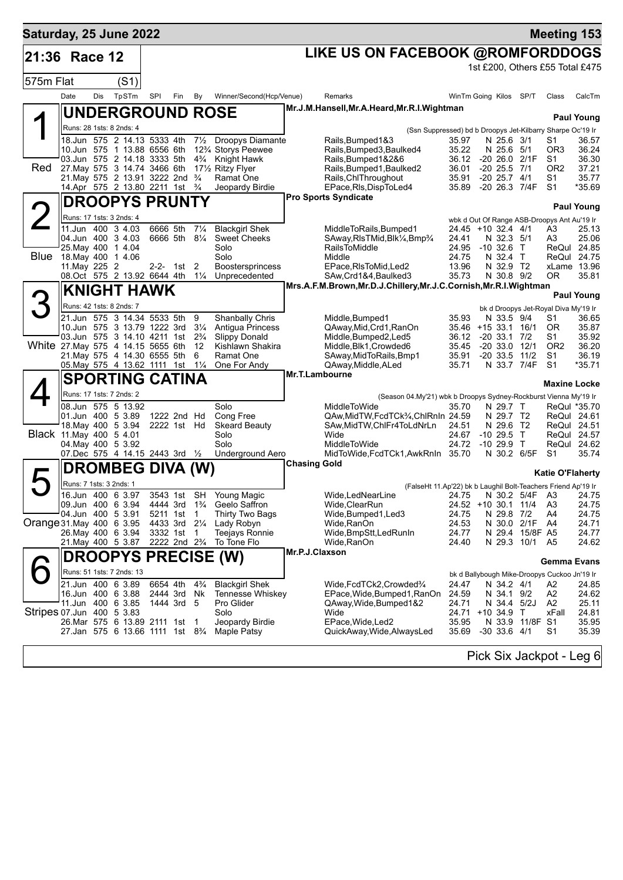# Saturday, 25 June 2022

**Meeting 153**

## 21:36 Race 12

## LIKE US ON FACEBOOK @ROMFORDDOGS

1st £200, Others £55 Total £475

575m Flat (S1)

| Date | Dis | TpSTm | SPI | Fin | By | Winner/Second(Hcp/Venue) | Remarks | WinTm | Going | Kilos | SP/T | Class | CalcTm |
|---|---|---|---|---|---|---|---|---|---|---|---|---|---|

### 1 UNDERGROUND ROSE (Red)

Mr.J.M.Hansell,Mr.A.Heard,Mr.R.I.Wightman — **Paul Young**

Runs: 28 1sts: 8 2nds: 4 — (Ssn Suppressed) bd b Droopys Jet-Kilbarry Sharpe Oc'19 Ir

| Date | Dis | TpSTm | SPI | Fin | By | Winner/Second(Hcp/Venue) | Remarks | WinTm | Going | Kilos | SP/T | Class | CalcTm |
|---|---|---|---|---|---|---|---|---|---|---|---|---|---|
| 18.Jun | 575 | 2 14.13 | 5333 | 4th | 7½ | Droopys Diamante | Rails,Bumped1&3 | 35.97 | N | 25.6 | 3/1 | S1 | 36.57 |
| 10.Jun | 575 | 1 13.88 | 6556 | 6th | 12¾ | Storys Peewee | Rails,Bumped3,Baulked4 | 35.22 | N | 25.6 | 5/1 | OR3 | 36.24 |
| 03.Jun | 575 | 2 14.18 | 3333 | 5th | 4¾ | Knight Hawk | Rails,Bumped1&2&6 | 36.12 | -20 | 26.0 | 2/1F | S1 | 36.30 |
| 27.May | 575 | 3 14.74 | 3466 | 6th | 17½ | Ritzy Flyer | Rails,Bumped1,Baulked2 | 36.01 | -20 | 25.5 | 7/1 | OR2 | 37.21 |
| 21.May | 575 | 2 13.91 | 3222 | 2nd | ¾ | Ramat One | Rails,ChlThroughout | 35.91 | -20 | 25.7 | 4/1 | S1 | 35.77 |
| 14.Apr | 575 | 2 13.80 | 2211 | 1st | ¾ | Jeopardy Birdie | EPace,Rls,DispToLed4 | 35.89 | -20 | 26.3 | 7/4F | S1 | *35.69 |

### 2 DROOPYS PRUNTY (Blue)

Pro Sports Syndicate — **Paul Young**

Runs: 17 1sts: 3 2nds: 4 — wbk d Out Of Range ASB-Droopys Ant Au'19 Ir

| Date | Dis | TpSTm | SPI | Fin | By | Winner/Second(Hcp/Venue) | Remarks | WinTm | Going | Kilos | SP/T | Class | CalcTm |
|---|---|---|---|---|---|---|---|---|---|---|---|---|---|
| 11.Jun | 400 | 3 4.03 | 6666 | 5th | 7¼ | Blackgirl Shek | MiddleToRails,Bumped1 | 24.45 | +10 | 32.4 | 4/1 | A3 | 25.13 |
| 04.Jun | 400 | 3 4.03 | 6666 | 5th | 8¼ | Sweet Cheeks | SAway,RlsTMid,Blk¼,Bmp¾ | 24.41 | N | 32.3 | 5/1 | A3 | 25.06 |
| 25.May | 400 | 1 4.04 | | | | Solo | RailsToMiddle | 24.95 | -10 | 32.6 | T | ReQul | 24.85 |
| 18.May | 400 | 1 4.06 | | | | Solo | Middle | 24.75 | N | 32.4 | T | ReQul | 24.75 |
| 11.May | 225 | 2 | 2-2- | 1st | 2 | Boostersprincess | EPace,RlsToMid,Led2 | 13.96 | N | 32.9 | T2 | xLame | 13.96 |
| 08.Oct | 575 | 2 13.92 | 6644 | 4th | 1¼ | Unprecedented | SAw,Crd1&4,Baulked3 | 35.73 | N | 30.8 | 9/2 | OR | 35.81 |

### 3 KNIGHT HAWK (White)

Mrs.A.F.M.Brown,Mr.D.J.Chillery,Mr.J.C.Cornish,Mr.R.I.Wightman — **Paul Young**

Runs: 42 1sts: 8 2nds: 7 — bk d Droopys Jet-Royal Diva My'19 Ir

| Date | Dis | TpSTm | SPI | Fin | By | Winner/Second(Hcp/Venue) | Remarks | WinTm | Going | Kilos | SP/T | Class | CalcTm |
|---|---|---|---|---|---|---|---|---|---|---|---|---|---|
| 21.Jun | 575 | 3 14.34 | 5533 | 5th | 9 | Shanbally Chris | Middle,Bumped1 | 35.93 | N | 33.5 | 9/4 | S1 | 36.65 |
| 10.Jun | 575 | 3 13.79 | 1222 | 3rd | 3¼ | Antigua Princess | QAway,Mid,Crd1,RanOn | 35.46 | +15 | 33.1 | 16/1 | OR | 35.87 |
| 03.Jun | 575 | 3 14.10 | 4211 | 1st | 2¾ | Slippy Donald | Middle,Bumped2,Led5 | 36.12 | -20 | 33.1 | 7/2 | S1 | 35.92 |
| 27.May | 575 | 4 14.15 | 5655 | 6th | 12 | Kishlawn Shakira | Middle,Blk1,Crowded6 | 35.45 | -20 | 33.0 | 12/1 | OR2 | 36.20 |
| 21.May | 575 | 4 14.30 | 6555 | 5th | 6 | Ramat One | SAway,MidToRails,Bmp1 | 35.91 | -20 | 33.5 | 11/2 | S1 | 36.19 |
| 05.May | 575 | 4 13.62 | 1111 | 1st | 1¼ | One For Andy | QAway,Middle,ALed | 35.71 | N | 33.7 | 7/4F | S1 | *35.71 |

### 4 SPORTING CATINA (Black)

Mr.T.Lambourne — **Maxine Locke**

Runs: 17 1sts: 7 2nds: 2 — (Season 04.My'21) wbk b Droopys Sydney-Rockburst Vienna My'19 Ir

| Date | Dis | TpSTm | SPI | Fin | By | Winner/Second(Hcp/Venue) | Remarks | WinTm | Going | Kilos | SP/T | Class | CalcTm |
|---|---|---|---|---|---|---|---|---|---|---|---|---|---|
| 08.Jun | 575 | 5 13.92 | | | | Solo | MiddleToWide | 35.70 | N | 29.7 | T | ReQul | *35.70 |
| 01.Jun | 400 | 5 3.89 | 1222 | 2nd | Hd | Cong Free | QAw,MidTW,FcdTCk¾,ChlRnIn | 24.59 | N | 29.7 | T2 | ReQul | 24.61 |
| 18.May | 400 | 5 3.94 | 2222 | 1st | Hd | Skeard Beauty | SAw,MidTW,ChlFr4ToLdNrLn | 24.51 | N | 29.6 | T2 | ReQul | 24.51 |
| 11.May | 400 | 5 4.01 | | | | Solo | Wide | 24.67 | -10 | 29.5 | T | ReQul | 24.57 |
| 04.May | 400 | 5 3.92 | | | | Solo | MiddleToWide | 24.72 | -10 | 29.9 | T | ReQul | 24.62 |
| 07.Dec | 575 | 4 14.15 | 2443 | 3rd | ½ | Underground Aero | MidToWide,FcdTCk1,AwkRnIn | 35.70 | N | 30.2 | 6/5F | S1 | 35.74 |

### 5 DROMBEG DIVA (W) (Orange)

Chasing Gold — **Katie O'Flaherty**

Runs: 7 1sts: 3 2nds: 1 — (FalseHt 11.Ap'22) bk b Laughil Bolt-Teachers Friend Ap'19 Ir

| Date | Dis | TpSTm | SPI | Fin | By | Winner/Second(Hcp/Venue) | Remarks | WinTm | Going | Kilos | SP/T | Class | CalcTm |
|---|---|---|---|---|---|---|---|---|---|---|---|---|---|
| 16.Jun | 400 | 6 3.97 | 3543 | 1st | SH | Young Magic | Wide,LedNearLine | 24.75 | N | 30.2 | 5/4F | A3 | 24.75 |
| 09.Jun | 400 | 6 3.94 | 4444 | 3rd | 1¾ | Geelo Saffron | Wide,ClearRun | 24.52 | +10 | 30.1 | 11/4 | A3 | 24.75 |
| 04.Jun | 400 | 5 3.91 | 5211 | 1st | 1 | Thirty Two Bags | Wide,Bumped1,Led3 | 24.75 | N | 29.8 | 7/2 | A4 | 24.75 |
| 31.May | 400 | 6 3.95 | 4433 | 3rd | 2¼ | Lady Robyn | Wide,RanOn | 24.53 | N | 30.0 | 2/1F | A4 | 24.71 |
| 26.May | 400 | 6 3.94 | 3332 | 1st | 1 | Teejays Ronnie | Wide,BmpStt,LedRunIn | 24.77 | N | 29.4 | 15/8F | A5 | 24.77 |
| 21.May | 400 | 5 3.87 | 2222 | 2nd | 2¾ | To Tone Flo | Wide,RanOn | 24.40 | N | 29.3 | 10/1 | A5 | 24.62 |

### 6 DROOPYS PRECISE (W) (Stripes)

Mr.P.J.Claxson — **Gemma Evans**

Runs: 51 1sts: 7 2nds: 13 — bk d Ballybough Mike-Droopys Cuckoo Jn'19 Ir

| Date | Dis | TpSTm | SPI | Fin | By | Winner/Second(Hcp/Venue) | Remarks | WinTm | Going | Kilos | SP/T | Class | CalcTm |
|---|---|---|---|---|---|---|---|---|---|---|---|---|---|
| 21.Jun | 400 | 6 3.89 | 6654 | 4th | 4¾ | Blackgirl Shek | Wide,FcdTCk2,Crowded¾ | 24.47 | N | 34.2 | 4/1 | A2 | 24.85 |
| 16.Jun | 400 | 6 3.88 | 2444 | 3rd | Nk | Tennesse Whiskey | EPace,Wide,Bumped1,RanOn | 24.59 | N | 34.1 | 9/2 | A2 | 24.62 |
| 11.Jun | 400 | 6 3.85 | 1444 | 3rd | 5 | Pro Glider | QAway,Wide,Bumped1&2 | 24.71 | N | 34.4 | 5/2J | A2 | 25.11 |
| 07.Jun | 400 | 5 3.83 | | | | Solo | Wide | 24.71 | +10 | 34.9 | T | xFall | 24.81 |
| 26.Mar | 575 | 6 13.89 | 2111 | 1st | 1 | Jeopardy Birdie | EPace,Wide,Led2 | 35.95 | N | 33.9 | 11/8F | S1 | 35.95 |
| 27.Jan | 575 | 6 13.66 | 1111 | 1st | 8¾ | Maple Patsy | QuickAway,Wide,AlwaysLed | 35.69 | -30 | 33.6 | 4/1 | S1 | 35.39 |

Pick Six Jackpot - Leg 6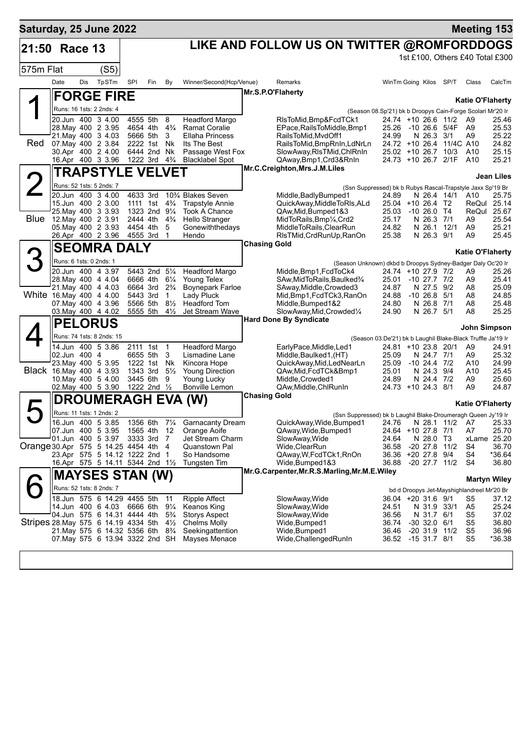**Saturday, 25 June 2022** | **Meeting 153**

## 21:50 Race 13

# LIKE AND FOLLOW US ON TWITTER @ROMFORDDOGS

1st £100, Others £40 Total £300

575m Flat (S5)

| Date | Dis | TpSTm | SPI | Fin | By | Winner/Second(Hcp/Venue) | Remarks | WinTm | Going | Kilos | SP/T | Class | CalcTm |
|---|---|---|---|---|---|---|---|---|---|---|---|---|---|

### 1 Red — FORGE FIRE
Mr.S.P.O'Flaherty — Katie O'Flaherty
Runs: 16 1sts: 2 2nds: 4 — (Season 08.Sp'21) bk b Droopys Cain-Forge Scolari Mr'20 Ir

| Date | Dis | TpSTm | SPI | Fin | By | Winner/Second(Hcp/Venue) | Remarks | WinTm | Going | Kilos | SP/T | Class | CalcTm |
|---|---|---|---|---|---|---|---|---|---|---|---|---|---|
| 20.Jun | 400 | 3 4.00 | 4555 | 5th | 8 | Headford Margo | RlsToMid,Bmp&FcdTCk1 | 24.74 | +10 | 26.6 | 11/2 | A9 | 25.46 |
| 28.May | 400 | 2 3.95 | 4654 | 4th | 4¾ | Ramat Coralie | EPace,RailsToMiddle,Bmp1 | 25.26 | -10 | 26.6 | 5/4F | A9 | 25.53 |
| 21.May | 400 | 3 4.03 | 5666 | 5th | 3 | Ellaha Princess | RailsToMid,MvdOff1 | 24.99 | N | 26.3 | 3/1 | A9 | 25.22 |
| 07.May | 400 | 2 3.84 | 2222 | 1st | Nk | Its The Best | RailsToMid,BmpRnIn,LdNrLn | 24.72 | +10 | 26.4 | 11/4C | A10 | 24.82 |
| 30.Apr | 400 | 2 4.00 | 6444 | 2nd | Nk | Passage West Fox | SlowAway,RlsTMid,ChlRnIn | 25.02 | +10 | 26.7 | 10/3 | A10 | 25.15 |
| 16.Apr | 400 | 3 3.96 | 1222 | 3rd | 4¾ | Blacklabel Spot | QAway,Bmp1,Crd3&RnIn | 24.73 | +10 | 26.7 | 2/1F | A10 | 25.21 |

### 2 Blue — TRAPSTYLE VELVET
Mr.C.Creighton,Mrs.J.M.Liles — Jean Liles
Runs: 52 1sts: 5 2nds: 7 — (Ssn Suppressed) bk b Rubys Rascal-Trapstyle Jaxx Sp'19 Br

| Date | Dis | TpSTm | SPI | Fin | By | Winner/Second(Hcp/Venue) | Remarks | WinTm | Going | Kilos | SP/T | Class | CalcTm |
|---|---|---|---|---|---|---|---|---|---|---|---|---|---|
| 20.Jun | 400 | 3 4.00 | 4633 | 3rd | 10¾ | Blakes Seven | Middle,BadlyBumped1 | 24.89 | N | 26.4 | 14/1 | A10 | 25.75 |
| 15.Jun | 400 | 2 3.00 | 1111 | 1st | 4¾ | Trapstyle Annie | QuickAway,MiddleToRls,ALd | 25.04 | +10 | 26.4 | T2 | ReQul | 25.14 |
| 25.May | 400 | 3 3.93 | 1323 | 2nd | 9¼ | Took A Chance | QAw,Mid,Bumped1&3 | 25.03 | -10 | 26.0 | T4 | ReQul | 25.67 |
| 12.May | 400 | 2 3.91 | 2444 | 4th | 4¾ | Hello Stranger | MidToRails,Bmp¼,Crd2 | 25.17 | N | 26.3 | 7/1 | A9 | 25.54 |
| 05.May | 400 | 2 3.93 | 4454 | 4th | 5 | Gonewiththedays | MiddleToRails,ClearRun | 24.82 | N | 26.1 | 12/1 | A9 | 25.21 |
| 26.Apr | 400 | 2 3.96 | 4555 | 3rd | 1 | Hendo | RlsTMid,CrdRunUp,RanOn | 25.38 | N | 26.3 | 9/1 | A9 | 25.45 |

### 3 White — SEOMRA DALY
Chasing Gold — Katie O'Flaherty
Runs: 6 1sts: 0 2nds: 1 — (Season Unknown) dkbd b Droopys Sydney-Badger Daly Oc'20 Ir

| Date | Dis | TpSTm | SPI | Fin | By | Winner/Second(Hcp/Venue) | Remarks | WinTm | Going | Kilos | SP/T | Class | CalcTm |
|---|---|---|---|---|---|---|---|---|---|---|---|---|---|
| 20.Jun | 400 | 4 3.97 | 5443 | 2nd | 5¼ | Headford Margo | Middle,Bmp1,FcdToCk4 | 24.74 | +10 | 27.9 | 7/2 | A9 | 25.26 |
| 28.May | 400 | 4 4.04 | 6666 | 4th | 6¼ | Young Telex | SAw,MidToRails,Baulked¾ | 25.01 | -10 | 27.7 | 7/2 | A9 | 25.41 |
| 21.May | 400 | 4 4.03 | 6664 | 3rd | 2¾ | Boynepark Farloe | SAway,Middle,Crowded3 | 24.87 | N | 27.5 | 9/2 | A8 | 25.09 |
| 16.May | 400 | 4 4.00 | 5443 | 1st | 1 | Lady Pluck | Mid,Bmp1,FcdTCk3,RanOn | 24.88 | -10 | 26.8 | 5/1 | A8 | 24.85 |
| 07.May | 400 | 4 3.96 | 5566 | 5th | 8½ | Headford Tom | Middle,Bumped1&2 | 24.80 | N | 26.8 | 7/1 | A8 | 25.48 |
| 03.May | 400 | 4 4.02 | 5555 | 5th | 4½ | Jet Stream Wave | SlowAway,Mid,Crowded¼ | 24.90 | N | 26.7 | 5/1 | A8 | 25.25 |

### 4 Black — PELORUS
Hard Done By Syndicate — John Simpson
Runs: 74 1sts: 8 2nds: 15 — (Season 03.De'21) bk b Laughil Blake-Black Truffle Ja'19 Ir

| Date | Dis | TpSTm | SPI | Fin | By | Winner/Second(Hcp/Venue) | Remarks | WinTm | Going | Kilos | SP/T | Class | CalcTm |
|---|---|---|---|---|---|---|---|---|---|---|---|---|---|
| 14.Jun | 400 | 5 3.86 | 2111 | 1st | 1 | Headford Margo | EarlyPace,Middle,Led1 | 24.81 | +10 | 23.8 | 20/1 | A9 | 24.91 |
| 02.Jun | 400 | 4 | 6655 | 5th | 3 | Lismadine Lane | Middle,Baulked1,(HT) | 25.09 | N | 24.7 | 7/1 | A9 | 25.32 |
| 23.May | 400 | 5 3.95 | 1222 | 1st | Nk | Kincora Hope | QuickAway,Mid,LedNearLn | 25.09 | -10 | 24.4 | 7/2 | A10 | 24.99 |
| 16.May | 400 | 4 3.93 | 1343 | 3rd | 5½ | Young Direction | QAw,Mid,FcdTCk&Bmp1 | 25.01 | N | 24.3 | 9/4 | A10 | 25.45 |
| 10.May | 400 | 5 4.00 | 3445 | 6th | 9 | Young Lucky | Middle,Crowded1 | 24.89 | N | 24.4 | 7/2 | A9 | 25.60 |
| 02.May | 400 | 5 3.90 | 1222 | 2nd | ½ | Bonville Lemon | QAw,Middle,ChlRnIn | 24.73 | +10 | 24.3 | 8/1 | A9 | 24.87 |

### 5 Orange — DROUMERAGH EVA (W)
Chasing Gold — Katie O'Flaherty
Runs: 11 1sts: 1 2nds: 2 — (Ssn Suppressed) bk b Laughil Blake-Droumeragh Queen Jy'19 Ir

| Date | Dis | TpSTm | SPI | Fin | By | Winner/Second(Hcp/Venue) | Remarks | WinTm | Going | Kilos | SP/T | Class | CalcTm |
|---|---|---|---|---|---|---|---|---|---|---|---|---|---|
| 16.Jun | 400 | 5 3.85 | 1356 | 6th | 7¼ | Garnacanty Dream | QuickAway,Wide,Bumped1 | 24.76 | N | 28.1 | 11/2 | A7 | 25.33 |
| 07.Jun | 400 | 5 3.95 | 1565 | 4th | 12 | Orange Aoife | QAway,Wide,Bumped1 | 24.64 | +10 | 27.8 | 7/1 | A7 | 25.70 |
| 01.Jun | 400 | 5 3.97 | 3333 | 3rd | 7 | Jet Stream Charm | SlowAway,Wide | 24.64 | N | 28.0 | T3 | xLame | 25.20 |
| 30.Apr | 575 | 5 14.25 | 4454 | 4th | 4 | Quanstown Pal | Wide,ClearRun | 36.58 | -20 | 27.8 | 11/2 | S4 | 36.70 |
| 23.Apr | 575 | 5 14.12 | 1222 | 2nd | 1 | So Handsome | QAway,W,FcdTCk1,RnOn | 36.36 | +20 | 27.8 | 9/4 | S4 | *36.64 |
| 16.Apr | 575 | 5 14.11 | 5344 | 2nd | 1½ | Tungsten Tim | Wide,Bumped1&3 | 36.88 | -20 | 27.7 | 11/2 | S4 | 36.80 |

### 6 Stripes — MAYSES STAN (W)
Mr.G.Carpenter,Mr.R.S.Marling,Mr.M.E.Wiley — Martyn Wiley
Runs: 52 1sts: 8 2nds: 7 — bd d Droopys Jet-Mayshighlandreel Mr'20 Br

| Date | Dis | TpSTm | SPI | Fin | By | Winner/Second(Hcp/Venue) | Remarks | WinTm | Going | Kilos | SP/T | Class | CalcTm |
|---|---|---|---|---|---|---|---|---|---|---|---|---|---|
| 18.Jun | 575 | 6 14.29 | 4455 | 5th | 11 | Ripple Affect | SlowAway,Wide | 36.04 | +20 | 31.6 | 9/1 | S5 | 37.12 |
| 14.Jun | 400 | 6 4.03 | 6666 | 6th | 9¼ | Keanos King | SlowAway,Wide | 24.51 | N | 31.9 | 33/1 | A5 | 25.24 |
| 04.Jun | 575 | 6 14.31 | 4444 | 4th | 5¾ | Storys Aspect | SlowAway,Wide | 36.56 | N | 31.7 | 6/1 | S5 | 37.02 |
| 28.May | 575 | 6 14.19 | 4334 | 5th | 4½ | Chelms Molly | Wide,Bumped1 | 36.74 | -30 | 32.0 | 6/1 | S5 | 36.80 |
| 21.May | 575 | 6 14.32 | 5356 | 6th | 8¾ | Seekingattention | Wide,Bumped1 | 36.46 | -20 | 31.9 | 11/2 | S5 | 36.96 |
| 07.May | 575 | 6 13.94 | 3322 | 2nd | SH | Mayses Menace | Wide,ChallengedRunIn | 36.52 | -15 | 31.7 | 8/1 | S5 | *36.38 |